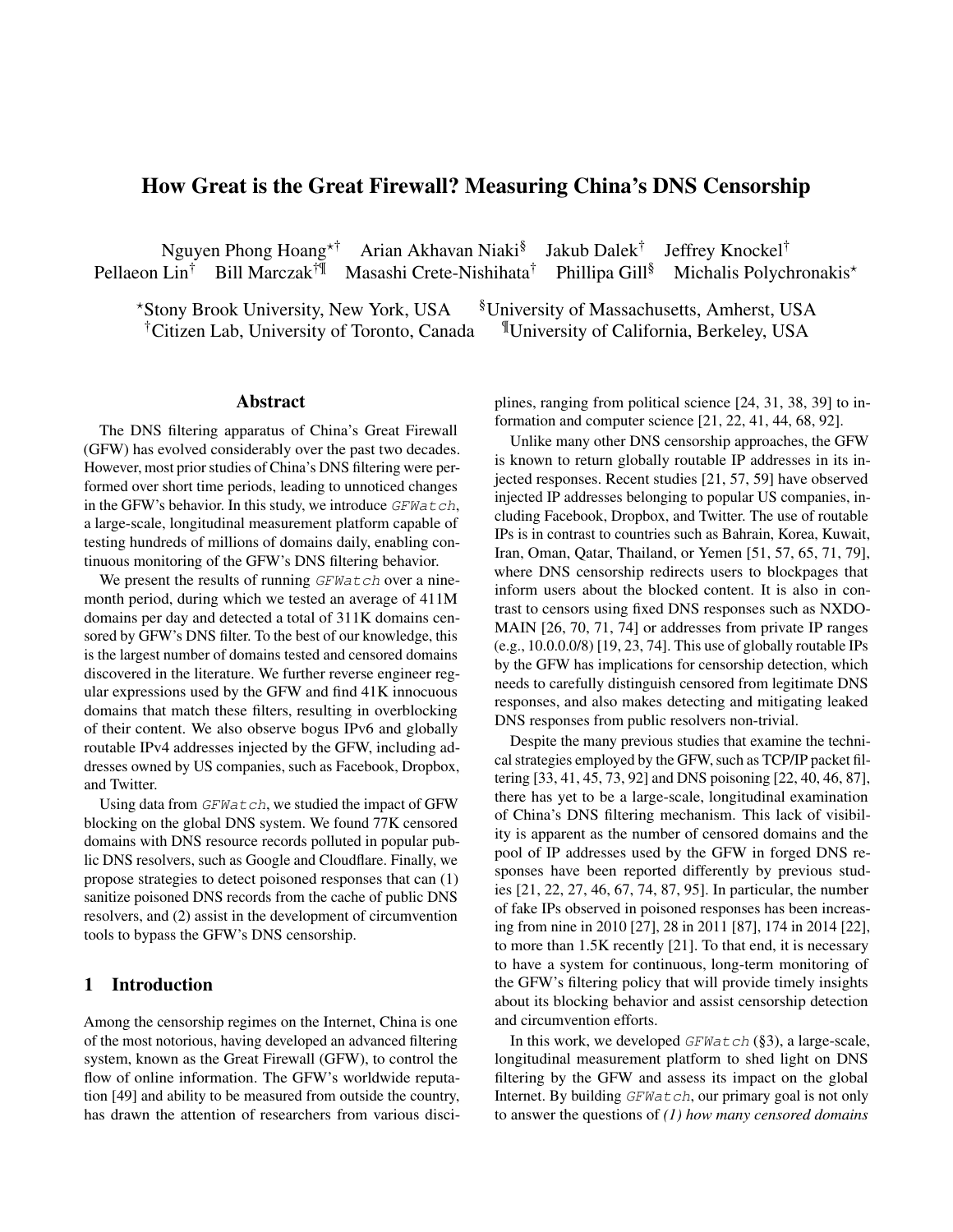# How Great is the Great Firewall? Measuring China's DNS Censorship

Nguyen Phong Hoang[⋆†] Arian Akhavan Niaki[§] Jakub Dalek[†] Jeffrey Knockel[†]
Pellaeon Lin[†] Bill Marczak[†¶] Masashi Crete-Nishihata[†] Phillipa Gill[§] Michalis Polychronakis[⋆]

[⋆]Stony Brook University, New York, USA [§]University of Massachusetts, Amherst, USA
[†]Citizen Lab, University of Toronto, Canada [¶]University of California, Berkeley, USA

## Abstract

The DNS filtering apparatus of China's Great Firewall (GFW) has evolved considerably over the past two decades. However, most prior studies of China's DNS filtering were performed over short time periods, leading to unnoticed changes in the GFW's behavior. In this study, we introduce *GFWatch*, a large-scale, longitudinal measurement platform capable of testing hundreds of millions of domains daily, enabling continuous monitoring of the GFW's DNS filtering behavior.

We present the results of running *GFWatch* over a nine-month period, during which we tested an average of 411M domains per day and detected a total of 311K domains censored by GFW's DNS filter. To the best of our knowledge, this is the largest number of domains tested and censored domains discovered in the literature. We further reverse engineer regular expressions used by the GFW and find 41K innocuous domains that match these filters, resulting in overblocking of their content. We also observe bogus IPv6 and globally routable IPv4 addresses injected by the GFW, including addresses owned by US companies, such as Facebook, Dropbox, and Twitter.

Using data from *GFWatch*, we studied the impact of GFW blocking on the global DNS system. We found 77K censored domains with DNS resource records polluted in popular public DNS resolvers, such as Google and Cloudflare. Finally, we propose strategies to detect poisoned responses that can (1) sanitize poisoned DNS records from the cache of public DNS resolvers, and (2) assist in the development of circumvention tools to bypass the GFW's DNS censorship.

## 1 Introduction

Among the censorship regimes on the Internet, China is one of the most notorious, having developed an advanced filtering system, known as the Great Firewall (GFW), to control the flow of online information. The GFW's worldwide reputation [49] and ability to be measured from outside the country, has drawn the attention of researchers from various disciplines, ranging from political science [24, 31, 38, 39] to information and computer science [21, 22, 41, 44, 68, 92].

Unlike many other DNS censorship approaches, the GFW is known to return globally routable IP addresses in its injected responses. Recent studies [21, 57, 59] have observed injected IP addresses belonging to popular US companies, including Facebook, Dropbox, and Twitter. The use of routable IPs is in contrast to countries such as Bahrain, Korea, Kuwait, Iran, Oman, Qatar, Thailand, or Yemen [51, 57, 65, 71, 79], where DNS censorship redirects users to blockpages that inform users about the blocked content. It is also in contrast to censors using fixed DNS responses such as NXDOMAIN [26, 70, 71, 74] or addresses from private IP ranges (e.g., 10.0.0.0/8) [19, 23, 74]. This use of globally routable IPs by the GFW has implications for censorship detection, which needs to carefully distinguish censored from legitimate DNS responses, and also makes detecting and mitigating leaked DNS responses from public resolvers non-trivial.

Despite the many previous studies that examine the technical strategies employed by the GFW, such as TCP/IP packet filtering [33, 41, 45, 73, 92] and DNS poisoning [22, 40, 46, 87], there has yet to be a large-scale, longitudinal examination of China's DNS filtering mechanism. This lack of visibility is apparent as the number of censored domains and the pool of IP addresses used by the GFW in forged DNS responses have been reported differently by previous studies [21, 22, 27, 46, 67, 74, 87, 95]. In particular, the number of fake IPs observed in poisoned responses has been increasing from nine in 2010 [27], 28 in 2011 [87], 174 in 2014 [22], to more than 1.5K recently [21]. To that end, it is necessary to have a system for continuous, long-term monitoring of the GFW's filtering policy that will provide timely insights about its blocking behavior and assist censorship detection and circumvention efforts.

In this work, we developed *GFWatch* (§3), a large-scale, longitudinal measurement platform to shed light on DNS filtering by the GFW and assess its impact on the global Internet. By building *GFWatch*, our primary goal is not only to answer the questions of *(1) how many censored domains*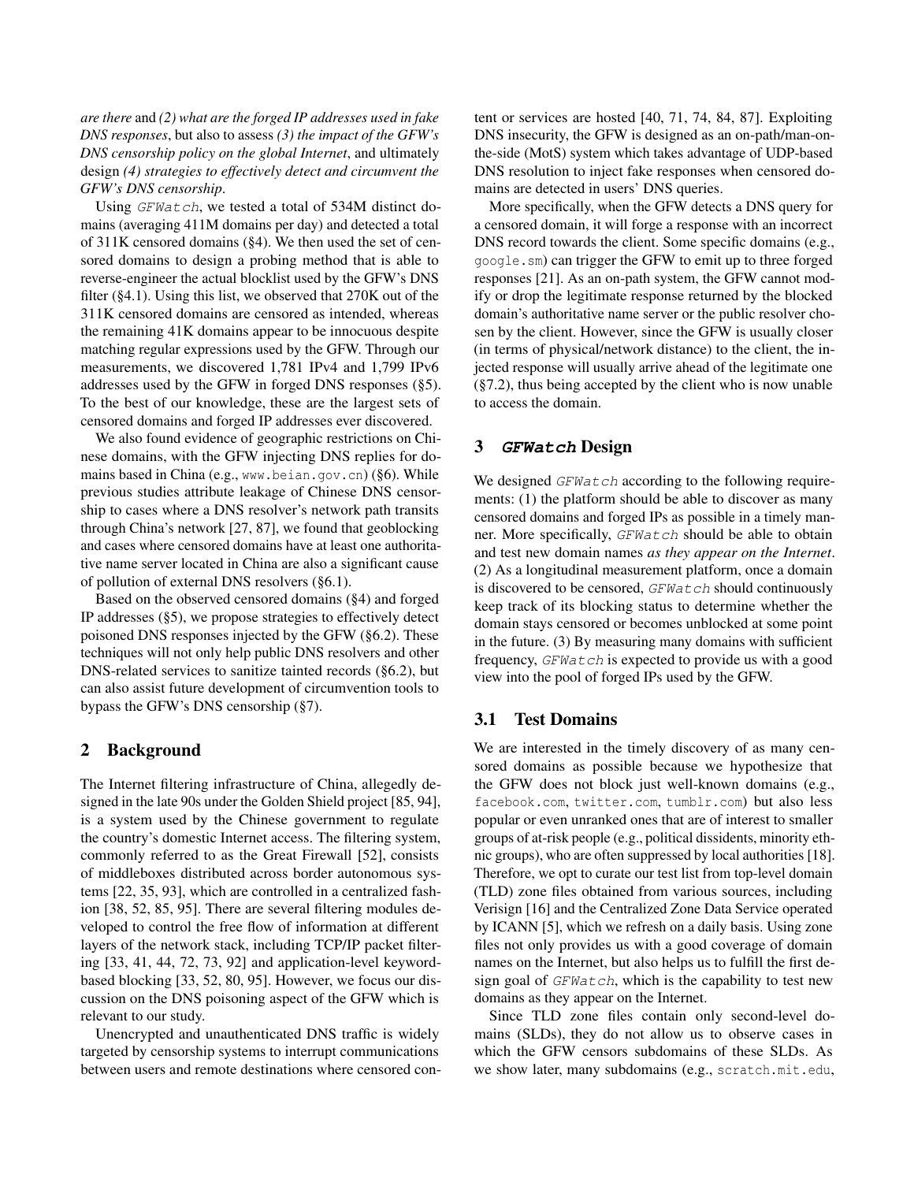*are there* and *(2) what are the forged IP addresses used in fake DNS responses*, but also to assess *(3) the impact of the GFW's DNS censorship policy on the global Internet*, and ultimately design *(4) strategies to effectively detect and circumvent the GFW's DNS censorship*.

Using *GFWatch*, we tested a total of 534M distinct domains (averaging 411M domains per day) and detected a total of 311K censored domains (§4). We then used the set of censored domains to design a probing method that is able to reverse-engineer the actual blocklist used by the GFW's DNS filter (§4.1). Using this list, we observed that 270K out of the 311K censored domains are censored as intended, whereas the remaining 41K domains appear to be innocuous despite matching regular expressions used by the GFW. Through our measurements, we discovered 1,781 IPv4 and 1,799 IPv6 addresses used by the GFW in forged DNS responses (§5). To the best of our knowledge, these are the largest sets of censored domains and forged IP addresses ever discovered.

We also found evidence of geographic restrictions on Chinese domains, with the GFW injecting DNS replies for domains based in China (e.g., `www.beian.gov.cn`) (§6). While previous studies attribute leakage of Chinese DNS censorship to cases where a DNS resolver's network path transits through China's network [27, 87], we found that geoblocking and cases where censored domains have at least one authoritative name server located in China are also a significant cause of pollution of external DNS resolvers (§6.1).

Based on the observed censored domains (§4) and forged IP addresses (§5), we propose strategies to effectively detect poisoned DNS responses injected by the GFW (§6.2). These techniques will not only help public DNS resolvers and other DNS-related services to sanitize tainted records (§6.2), but can also assist future development of circumvention tools to bypass the GFW's DNS censorship (§7).

## 2 Background

The Internet filtering infrastructure of China, allegedly designed in the late 90s under the Golden Shield project [85, 94], is a system used by the Chinese government to regulate the country's domestic Internet access. The filtering system, commonly referred to as the Great Firewall [52], consists of middleboxes distributed across border autonomous systems [22, 35, 93], which are controlled in a centralized fashion [38, 52, 85, 95]. There are several filtering modules developed to control the free flow of information at different layers of the network stack, including TCP/IP packet filtering [33, 41, 44, 72, 73, 92] and application-level keyword-based blocking [33, 52, 80, 95]. However, we focus our discussion on the DNS poisoning aspect of the GFW which is relevant to our study.

Unencrypted and unauthenticated DNS traffic is widely targeted by censorship systems to interrupt communications between users and remote destinations where censored content or services are hosted [40, 71, 74, 84, 87]. Exploiting DNS insecurity, the GFW is designed as an on-path/man-on-the-side (MotS) system which takes advantage of UDP-based DNS resolution to inject fake responses when censored domains are detected in users' DNS queries.

More specifically, when the GFW detects a DNS query for a censored domain, it will forge a response with an incorrect DNS record towards the client. Some specific domains (e.g., `google.sm`) can trigger the GFW to emit up to three forged responses [21]. As an on-path system, the GFW cannot modify or drop the legitimate response returned by the blocked domain's authoritative name server or the public resolver chosen by the client. However, since the GFW is usually closer (in terms of physical/network distance) to the client, the injected response will usually arrive ahead of the legitimate one (§7.2), thus being accepted by the client who is now unable to access the domain.

## 3 *GFWatch* Design

We designed *GFWatch* according to the following requirements: (1) the platform should be able to discover as many censored domains and forged IPs as possible in a timely manner. More specifically, *GFWatch* should be able to obtain and test new domain names *as they appear on the Internet*. (2) As a longitudinal measurement platform, once a domain is discovered to be censored, *GFWatch* should continuously keep track of its blocking status to determine whether the domain stays censored or becomes unblocked at some point in the future. (3) By measuring many domains with sufficient frequency, *GFWatch* is expected to provide us with a good view into the pool of forged IPs used by the GFW.

### 3.1 Test Domains

We are interested in the timely discovery of as many censored domains as possible because we hypothesize that the GFW does not block just well-known domains (e.g., `facebook.com`, `twitter.com`, `tumblr.com`) but also less popular or even unranked ones that are of interest to smaller groups of at-risk people (e.g., political dissidents, minority ethnic groups), who are often suppressed by local authorities [18]. Therefore, we opt to curate our test list from top-level domain (TLD) zone files obtained from various sources, including Verisign [16] and the Centralized Zone Data Service operated by ICANN [5], which we refresh on a daily basis. Using zone files not only provides us with a good coverage of domain names on the Internet, but also helps us to fulfill the first design goal of *GFWatch*, which is the capability to test new domains as they appear on the Internet.

Since TLD zone files contain only second-level domains (SLDs), they do not allow us to observe cases in which the GFW censors subdomains of these SLDs. As we show later, many subdomains (e.g., `scratch.mit.edu`,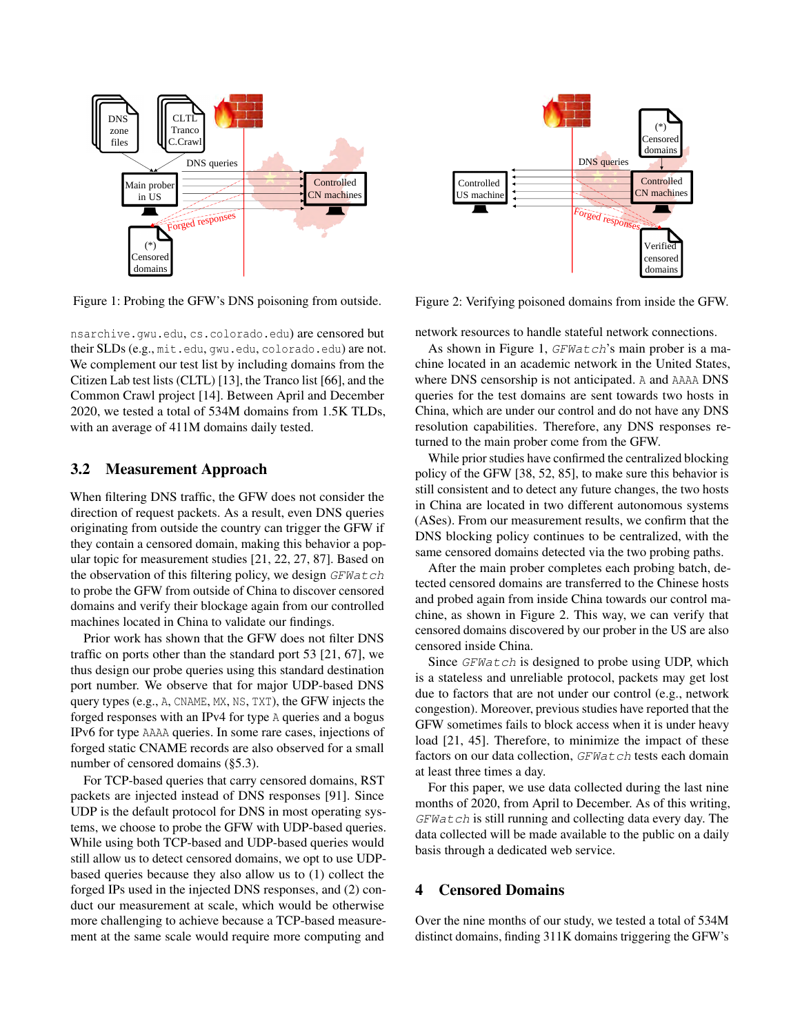Figure 1: Probing the GFW's DNS poisoning from outside.

Figure 2: Verifying poisoned domains from inside the GFW.

nsarchive.gwu.edu, cs.colorado.edu) are censored but their SLDs (e.g., mit.edu, gwu.edu, colorado.edu) are not. We complement our test list by including domains from the Citizen Lab test lists (CLTL) [13], the Tranco list [66], and the Common Crawl project [14]. Between April and December 2020, we tested a total of 534M domains from 1.5K TLDs, with an average of 411M domains daily tested.

## 3.2 Measurement Approach

When filtering DNS traffic, the GFW does not consider the direction of request packets. As a result, even DNS queries originating from outside the country can trigger the GFW if they contain a censored domain, making this behavior a popular topic for measurement studies [21, 22, 27, 87]. Based on the observation of this filtering policy, we design *GFWatch* to probe the GFW from outside of China to discover censored domains and verify their blockage again from our controlled machines located in China to validate our findings.

Prior work has shown that the GFW does not filter DNS traffic on ports other than the standard port 53 [21, 67], we thus design our probe queries using this standard destination port number. We observe that for major UDP-based DNS query types (e.g., A, CNAME, MX, NS, TXT), the GFW injects the forged responses with an IPv4 for type A queries and a bogus IPv6 for type AAAA queries. In some rare cases, injections of forged static CNAME records are also observed for a small number of censored domains (§5.3).

For TCP-based queries that carry censored domains, RST packets are injected instead of DNS responses [91]. Since UDP is the default protocol for DNS in most operating systems, we choose to probe the GFW with UDP-based queries. While using both TCP-based and UDP-based queries would still allow us to detect censored domains, we opt to use UDP-based queries because they also allow us to (1) collect the forged IPs used in the injected DNS responses, and (2) conduct our measurement at scale, which would be otherwise more challenging to achieve because a TCP-based measurement at the same scale would require more computing and network resources to handle stateful network connections.

As shown in Figure 1, *GFWatch*'s main prober is a machine located in an academic network in the United States, where DNS censorship is not anticipated. A and AAAA DNS queries for the test domains are sent towards two hosts in China, which are under our control and do not have any DNS resolution capabilities. Therefore, any DNS responses returned to the main prober come from the GFW.

While prior studies have confirmed the centralized blocking policy of the GFW [38, 52, 85], to make sure this behavior is still consistent and to detect any future changes, the two hosts in China are located in two different autonomous systems (ASes). From our measurement results, we confirm that the DNS blocking policy continues to be centralized, with the same censored domains detected via the two probing paths.

After the main prober completes each probing batch, detected censored domains are transferred to the Chinese hosts and probed again from inside China towards our control machine, as shown in Figure 2. This way, we can verify that censored domains discovered by our prober in the US are also censored inside China.

Since *GFWatch* is designed to probe using UDP, which is a stateless and unreliable protocol, packets may get lost due to factors that are not under our control (e.g., network congestion). Moreover, previous studies have reported that the GFW sometimes fails to block access when it is under heavy load [21, 45]. Therefore, to minimize the impact of these factors on our data collection, *GFWatch* tests each domain at least three times a day.

For this paper, we use data collected during the last nine months of 2020, from April to December. As of this writing, *GFWatch* is still running and collecting data every day. The data collected will be made available to the public on a daily basis through a dedicated web service.

# 4 Censored Domains

Over the nine months of our study, we tested a total of 534M distinct domains, finding 311K domains triggering the GFW's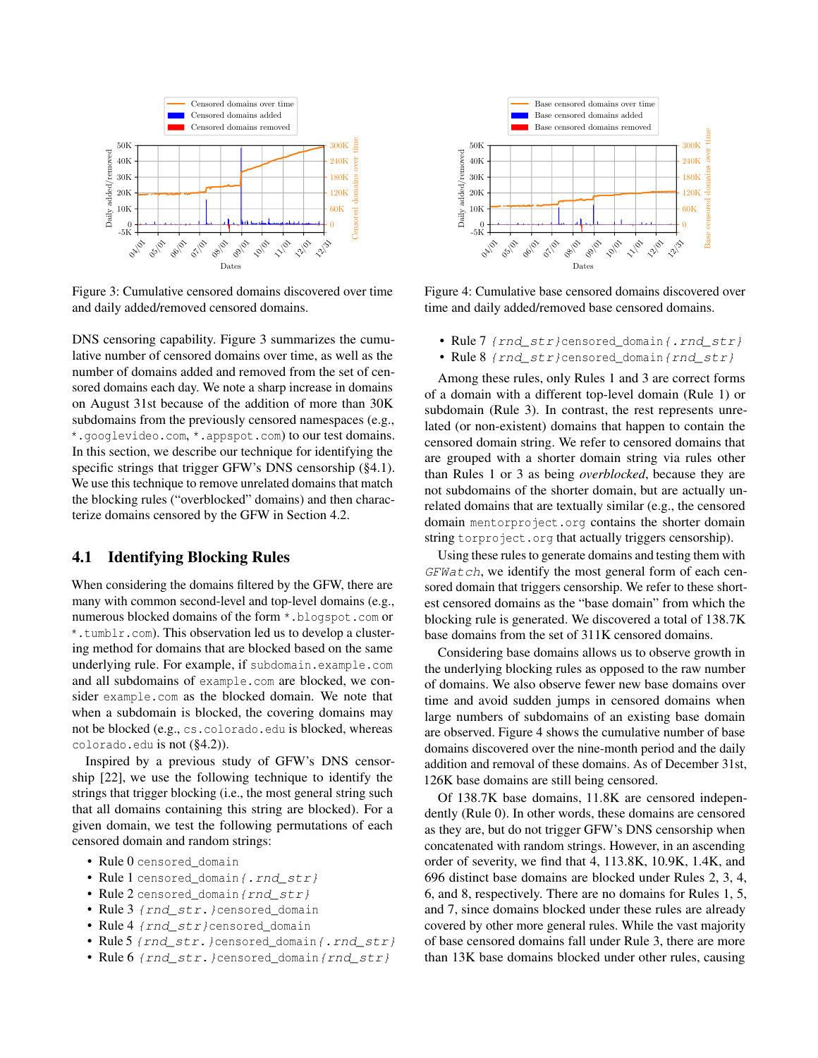Figure 3: Cumulative censored domains discovered over time and daily added/removed censored domains.

Figure 4: Cumulative base censored domains discovered over time and daily added/removed base censored domains.

DNS censoring capability. Figure 3 summarizes the cumulative number of censored domains over time, as well as the number of domains added and removed from the set of censored domains each day. We note a sharp increase in domains on August 31st because of the addition of more than 30K subdomains from the previously censored namespaces (e.g., `*.googlevideo.com`, `*.appspot.com`) to our test domains. In this section, we describe our technique for identifying the specific strings that trigger GFW's DNS censorship (§4.1). We use this technique to remove unrelated domains that match the blocking rules ("overblocked" domains) and then characterize domains censored by the GFW in Section 4.2.

## 4.1 Identifying Blocking Rules

When considering the domains filtered by the GFW, there are many with common second-level and top-level domains (e.g., numerous blocked domains of the form `*.blogspot.com` or `*.tumblr.com`). This observation led us to develop a clustering method for domains that are blocked based on the same underlying rule. For example, if `subdomain.example.com` and all subdomains of `example.com` are blocked, we consider `example.com` as the blocked domain. We note that when a subdomain is blocked, the covering domains may not be blocked (e.g., `cs.colorado.edu` is blocked, whereas `colorado.edu` is not (§4.2)).

Inspired by a previous study of GFW's DNS censorship [22], we use the following technique to identify the strings that trigger blocking (i.e., the most general string such that all domains containing this string are blocked). For a given domain, we test the following permutations of each censored domain and random strings:

- Rule 0 `censored_domain`
- Rule 1 `censored_domain{.rnd_str}`
- Rule 2 `censored_domain{rnd_str}`
- Rule 3 `{rnd_str.}censored_domain`
- Rule 4 `{rnd_str}censored_domain`
- Rule 5 `{rnd_str.}censored_domain{.rnd_str}`
- Rule 6 `{rnd_str.}censored_domain{rnd_str}`
- Rule 7 `{rnd_str}censored_domain{.rnd_str}`
- Rule 8 `{rnd_str}censored_domain{rnd_str}`

Among these rules, only Rules 1 and 3 are correct forms of a domain with a different top-level domain (Rule 1) or subdomain (Rule 3). In contrast, the rest represents unrelated (or non-existent) domains that happen to contain the censored domain string. We refer to censored domains that are grouped with a shorter domain string via rules other than Rules 1 or 3 as being *overblocked*, because they are not subdomains of the shorter domain, but are actually unrelated domains that are textually similar (e.g., the censored domain `mentorproject.org` contains the shorter domain string `torproject.org` that actually triggers censorship).

Using these rules to generate domains and testing them with *GFWatch*, we identify the most general form of each censored domain that triggers censorship. We refer to these shortest censored domains as the "base domain" from which the blocking rule is generated. We discovered a total of 138.7K base domains from the set of 311K censored domains.

Considering base domains allows us to observe growth in the underlying blocking rules as opposed to the raw number of domains. We also observe fewer new base domains over time and avoid sudden jumps in censored domains when large numbers of subdomains of an existing base domain are observed. Figure 4 shows the cumulative number of base domains discovered over the nine-month period and the daily addition and removal of these domains. As of December 31st, 126K base domains are still being censored.

Of 138.7K base domains, 11.8K are censored independently (Rule 0). In other words, these domains are censored as they are, but do not trigger GFW's DNS censorship when concatenated with random strings. However, in an ascending order of severity, we find that 4, 113.8K, 10.9K, 1.4K, and 696 distinct base domains are blocked under Rules 2, 3, 4, 6, and 8, respectively. There are no domains for Rules 1, 5, and 7, since domains blocked under these rules are already covered by other more general rules. While the vast majority of base censored domains fall under Rule 3, there are more than 13K base domains blocked under other rules, causing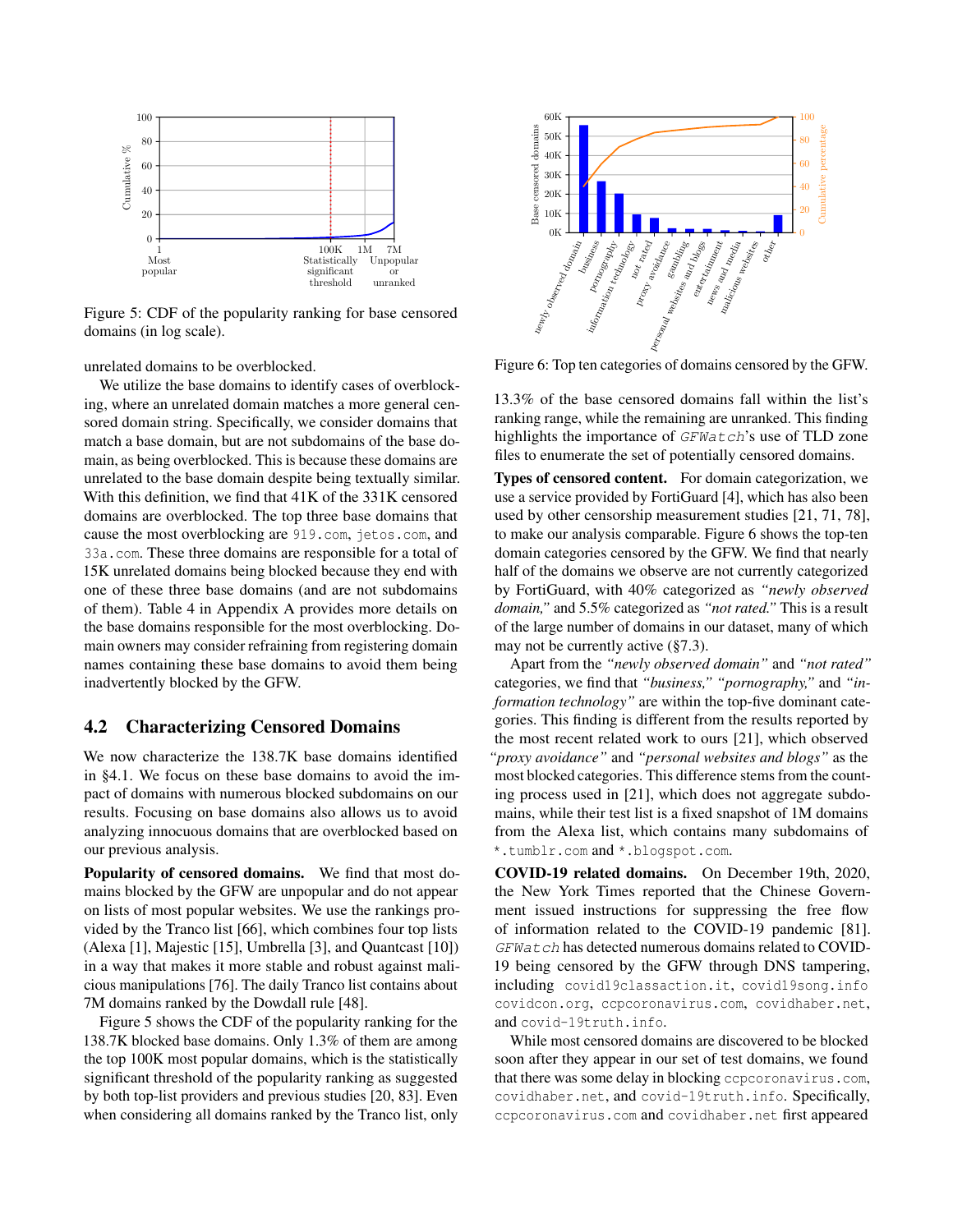Figure 5: CDF of the popularity ranking for base censored domains (in log scale).

unrelated domains to be overblocked.

We utilize the base domains to identify cases of overblocking, where an unrelated domain matches a more general censored domain string. Specifically, we consider domains that match a base domain, but are not subdomains of the base domain, as being overblocked. This is because these domains are unrelated to the base domain despite being textually similar. With this definition, we find that 41K of the 331K censored domains are overblocked. The top three base domains that cause the most overblocking are 919.com, jetos.com, and 33a.com. These three domains are responsible for a total of 15K unrelated domains being blocked because they end with one of these three base domains (and are not subdomains of them). Table 4 in Appendix A provides more details on the base domains responsible for the most overblocking. Domain owners may consider refraining from registering domain names containing these base domains to avoid them being inadvertently blocked by the GFW.

## 4.2 Characterizing Censored Domains

We now characterize the 138.7K base domains identified in §4.1. We focus on these base domains to avoid the impact of domains with numerous blocked subdomains on our results. Focusing on base domains also allows us to avoid analyzing innocuous domains that are overblocked based on our previous analysis.

**Popularity of censored domains.** We find that most domains blocked by the GFW are unpopular and do not appear on lists of most popular websites. We use the rankings provided by the Tranco list [66], which combines four top lists (Alexa [1], Majestic [15], Umbrella [3], and Quantcast [10]) in a way that makes it more stable and robust against malicious manipulations [76]. The daily Tranco list contains about 7M domains ranked by the Dowdall rule [48].

Figure 5 shows the CDF of the popularity ranking for the 138.7K blocked base domains. Only 1.3% of them are among the top 100K most popular domains, which is the statistically significant threshold of the popularity ranking as suggested by both top-list providers and previous studies [20, 83]. Even when considering all domains ranked by the Tranco list, only 13.3% of the base censored domains fall within the list's ranking range, while the remaining are unranked. This finding highlights the importance of *GFWatch*'s use of TLD zone files to enumerate the set of potentially censored domains.

Figure 6: Top ten categories of domains censored by the GFW.

**Types of censored content.** For domain categorization, we use a service provided by FortiGuard [4], which has also been used by other censorship measurement studies [21, 71, 78], to make our analysis comparable. Figure 6 shows the top-ten domain categories censored by the GFW. We find that nearly half of the domains we observe are not currently categorized by FortiGuard, with 40% categorized as *"newly observed domain,"* and 5.5% categorized as *"not rated."* This is a result of the large number of domains in our dataset, many of which may not be currently active (§7.3).

Apart from the *"newly observed domain"* and *"not rated"* categories, we find that *"business," "pornography,"* and *"information technology"* are within the top-five dominant categories. This finding is different from the results reported by the most recent related work to ours [21], which observed *"proxy avoidance"* and *"personal websites and blogs"* as the most blocked categories. This difference stems from the counting process used in [21], which does not aggregate subdomains, while their test list is a fixed snapshot of 1M domains from the Alexa list, which contains many subdomains of *.tumblr.com and *.blogspot.com.

**COVID-19 related domains.** On December 19th, 2020, the New York Times reported that the Chinese Government issued instructions for suppressing the free flow of information related to the COVID-19 pandemic [81]. *GFWatch* has detected numerous domains related to COVID-19 being censored by the GFW through DNS tampering, including covid19classaction.it, covid19song.info covidcon.org, ccpcoronavirus.com, covidhaber.net, and covid-19truth.info.

While most censored domains are discovered to be blocked soon after they appear in our set of test domains, we found that there was some delay in blocking ccpcoronavirus.com, covidhaber.net, and covid-19truth.info. Specifically, ccpcoronavirus.com and covidhaber.net first appeared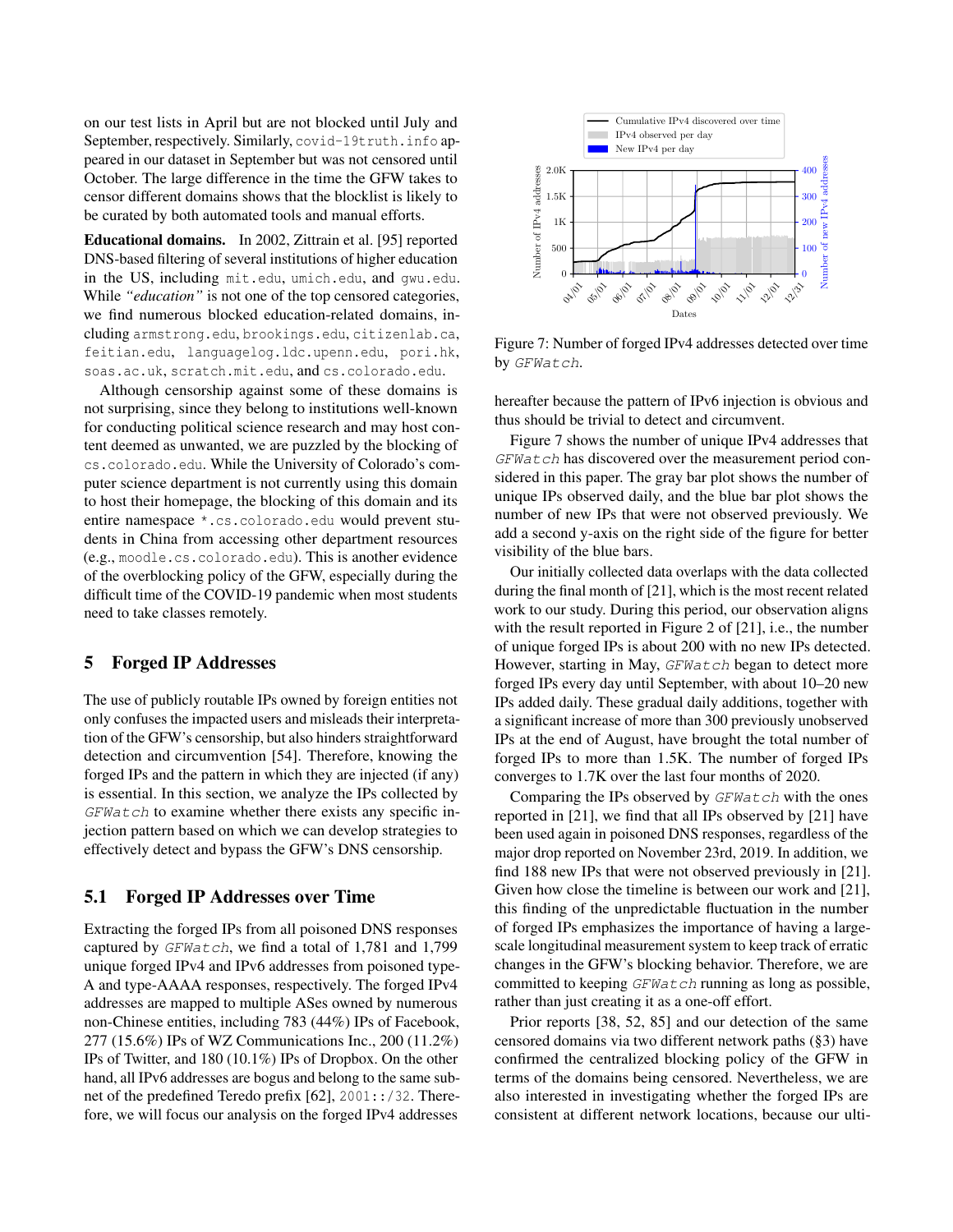on our test lists in April but are not blocked until July and September, respectively. Similarly, covid-19truth.info appeared in our dataset in September but was not censored until October. The large difference in the time the GFW takes to censor different domains shows that the blocklist is likely to be curated by both automated tools and manual efforts.

**Educational domains.** In 2002, Zittrain et al. [95] reported DNS-based filtering of several institutions of higher education in the US, including mit.edu, umich.edu, and gwu.edu. While *"education"* is not one of the top censored categories, we find numerous blocked education-related domains, including armstrong.edu, brookings.edu, citizenlab.ca, feitian.edu, languagelog.ldc.upenn.edu, pori.hk, soas.ac.uk, scratch.mit.edu, and cs.colorado.edu.

Although censorship against some of these domains is not surprising, since they belong to institutions well-known for conducting political science research and may host content deemed as unwanted, we are puzzled by the blocking of cs.colorado.edu. While the University of Colorado's computer science department is not currently using this domain to host their homepage, the blocking of this domain and its entire namespace *.cs.colorado.edu would prevent students in China from accessing other department resources (e.g., moodle.cs.colorado.edu). This is another evidence of the overblocking policy of the GFW, especially during the difficult time of the COVID-19 pandemic when most students need to take classes remotely.

## 5 Forged IP Addresses

The use of publicly routable IPs owned by foreign entities not only confuses the impacted users and misleads their interpretation of the GFW's censorship, but also hinders straightforward detection and circumvention [54]. Therefore, knowing the forged IPs and the pattern in which they are injected (if any) is essential. In this section, we analyze the IPs collected by *GFWatch* to examine whether there exists any specific injection pattern based on which we can develop strategies to effectively detect and bypass the GFW's DNS censorship.

### 5.1 Forged IP Addresses over Time

Extracting the forged IPs from all poisoned DNS responses captured by *GFWatch*, we find a total of 1,781 and 1,799 unique forged IPv4 and IPv6 addresses from poisoned type-A and type-AAAA responses, respectively. The forged IPv4 addresses are mapped to multiple ASes owned by numerous non-Chinese entities, including 783 (44%) IPs of Facebook, 277 (15.6%) IPs of WZ Communications Inc., 200 (11.2%) IPs of Twitter, and 180 (10.1%) IPs of Dropbox. On the other hand, all IPv6 addresses are bogus and belong to the same subnet of the predefined Teredo prefix [62], 2001::/32. Therefore, we will focus our analysis on the forged IPv4 addresses hereafter because the pattern of IPv6 injection is obvious and thus should be trivial to detect and circumvent.

Figure 7: Number of forged IPv4 addresses detected over time by *GFWatch*.

Figure 7 shows the number of unique IPv4 addresses that *GFWatch* has discovered over the measurement period considered in this paper. The gray bar plot shows the number of unique IPs observed daily, and the blue bar plot shows the number of new IPs that were not observed previously. We add a second y-axis on the right side of the figure for better visibility of the blue bars.

Our initially collected data overlaps with the data collected during the final month of [21], which is the most recent related work to our study. During this period, our observation aligns with the result reported in Figure 2 of [21], i.e., the number of unique forged IPs is about 200 with no new IPs detected. However, starting in May, *GFWatch* began to detect more forged IPs every day until September, with about 10–20 new IPs added daily. These gradual daily additions, together with a significant increase of more than 300 previously unobserved IPs at the end of August, have brought the total number of forged IPs to more than 1.5K. The number of forged IPs converges to 1.7K over the last four months of 2020.

Comparing the IPs observed by *GFWatch* with the ones reported in [21], we find that all IPs observed by [21] have been used again in poisoned DNS responses, regardless of the major drop reported on November 23rd, 2019. In addition, we find 188 new IPs that were not observed previously in [21]. Given how close the timeline is between our work and [21], this finding of the unpredictable fluctuation in the number of forged IPs emphasizes the importance of having a large-scale longitudinal measurement system to keep track of erratic changes in the GFW's blocking behavior. Therefore, we are committed to keeping *GFWatch* running as long as possible, rather than just creating it as a one-off effort.

Prior reports [38, 52, 85] and our detection of the same censored domains via two different network paths (§3) have confirmed the centralized blocking policy of the GFW in terms of the domains being censored. Nevertheless, we are also interested in investigating whether the forged IPs are consistent at different network locations, because our ulti-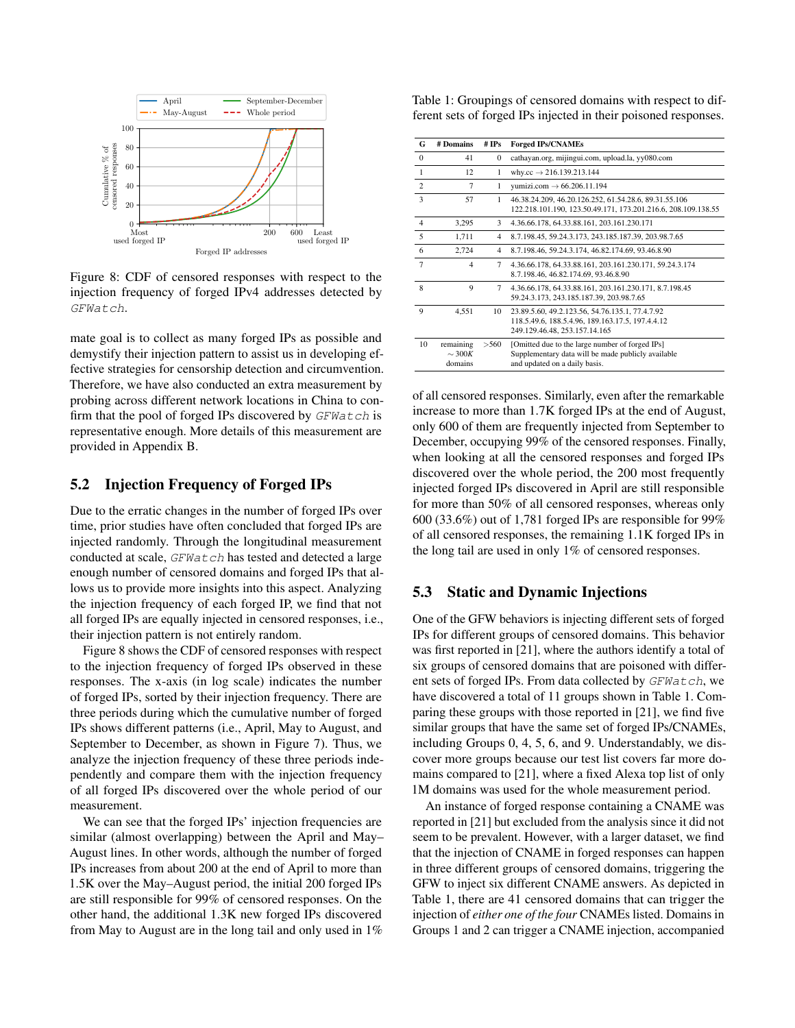Figure 8: CDF of censored responses with respect to the injection frequency of forged IPv4 addresses detected by *GFWatch*.

mate goal is to collect as many forged IPs as possible and demystify their injection pattern to assist us in developing effective strategies for censorship detection and circumvention. Therefore, we have also conducted an extra measurement by probing across different network locations in China to confirm that the pool of forged IPs discovered by *GFWatch* is representative enough. More details of this measurement are provided in Appendix B.

## 5.2 Injection Frequency of Forged IPs

Due to the erratic changes in the number of forged IPs over time, prior studies have often concluded that forged IPs are injected randomly. Through the longitudinal measurement conducted at scale, *GFWatch* has tested and detected a large enough number of censored domains and forged IPs that allows us to provide more insights into this aspect. Analyzing the injection frequency of each forged IP, we find that not all forged IPs are equally injected in censored responses, i.e., their injection pattern is not entirely random.

Figure 8 shows the CDF of censored responses with respect to the injection frequency of forged IPs observed in these responses. The x-axis (in log scale) indicates the number of forged IPs, sorted by their injection frequency. There are three periods during which the cumulative number of forged IPs shows different patterns (i.e., April, May to August, and September to December, as shown in Figure 7). Thus, we analyze the injection frequency of these three periods independently and compare them with the injection frequency of all forged IPs discovered over the whole period of our measurement.

We can see that the forged IPs' injection frequencies are similar (almost overlapping) between the April and May–August lines. In other words, although the number of forged IPs increases from about 200 at the end of April to more than 1.5K over the May–August period, the initial 200 forged IPs are still responsible for 99% of censored responses. On the other hand, the additional 1.3K new forged IPs discovered from May to August are in the long tail and only used in 1% of all censored responses. Similarly, even after the remarkable increase to more than 1.7K forged IPs at the end of August, only 600 of them are frequently injected from September to December, occupying 99% of the censored responses. Finally, when looking at all the censored responses and forged IPs discovered over the whole period, the 200 most frequently injected forged IPs discovered in April are still responsible for more than 50% of all censored responses, whereas only 600 (33.6%) out of 1,781 forged IPs are responsible for 99% of all censored responses, the remaining 1.1K forged IPs in the long tail are used in only 1% of censored responses.

Table 1: Groupings of censored domains with respect to different sets of forged IPs injected in their poisoned responses.

| G | # Domains | # IPs | Forged IPs/CNAMEs |
|---|---|---|---|
| 0 | 41 | 0 | cathayan.org, mijingui.com, upload.la, yy080.com |
| 1 | 12 | 1 | why.cc → 216.139.213.144 |
| 2 | 7 | 1 | yumizi.com → 66.206.11.194 |
| 3 | 57 | 1 | 46.38.24.209, 46.20.126.252, 61.54.28.6, 89.31.55.106 122.218.101.190, 123.50.49.171, 173.201.216.6, 208.109.138.55 |
| 4 | 3,295 | 3 | 4.36.66.178, 64.33.88.161, 203.161.230.171 |
| 5 | 1,711 | 4 | 8.7.198.45, 59.24.3.173, 243.185.187.39, 203.98.7.65 |
| 6 | 2,724 | 4 | 8.7.198.46, 59.24.3.174, 46.82.174.69, 93.46.8.90 |
| 7 | 4 | 7 | 4.36.66.178, 64.33.88.161, 203.161.230.171, 59.24.3.174 8.7.198.46, 46.82.174.69, 93.46.8.90 |
| 8 | 9 | 7 | 4.36.66.178, 64.33.88.161, 203.161.230.171, 8.7.198.45 59.24.3.173, 243.185.187.39, 203.98.7.65 |
| 9 | 4,551 | 10 | 23.89.5.60, 49.2.123.56, 54.76.135.1, 77.4.7.92 118.5.49.6, 188.5.4.96, 189.163.17.5, 197.4.4.12 249.129.46.48, 253.157.14.165 |
| 10 | remaining $\sim 300K$ domains | >560 | [Omitted due to the large number of forged IPs] Supplementary data will be made publicly available and updated on a daily basis. |

## 5.3 Static and Dynamic Injections

One of the GFW behaviors is injecting different sets of forged IPs for different groups of censored domains. This behavior was first reported in [21], where the authors identify a total of six groups of censored domains that are poisoned with different sets of forged IPs. From data collected by *GFWatch*, we have discovered a total of 11 groups shown in Table 1. Comparing these groups with those reported in [21], we find five similar groups that have the same set of forged IPs/CNAMEs, including Groups 0, 4, 5, 6, and 9. Understandably, we discover more groups because our test list covers far more domains compared to [21], where a fixed Alexa top list of only 1M domains was used for the whole measurement period.

An instance of forged response containing a CNAME was reported in [21] but excluded from the analysis since it did not seem to be prevalent. However, with a larger dataset, we find that the injection of CNAME in forged responses can happen in three different groups of censored domains, triggering the GFW to inject six different CNAME answers. As depicted in Table 1, there are 41 censored domains that can trigger the injection of *either one of the four* CNAMEs listed. Domains in Groups 1 and 2 can trigger a CNAME injection, accompanied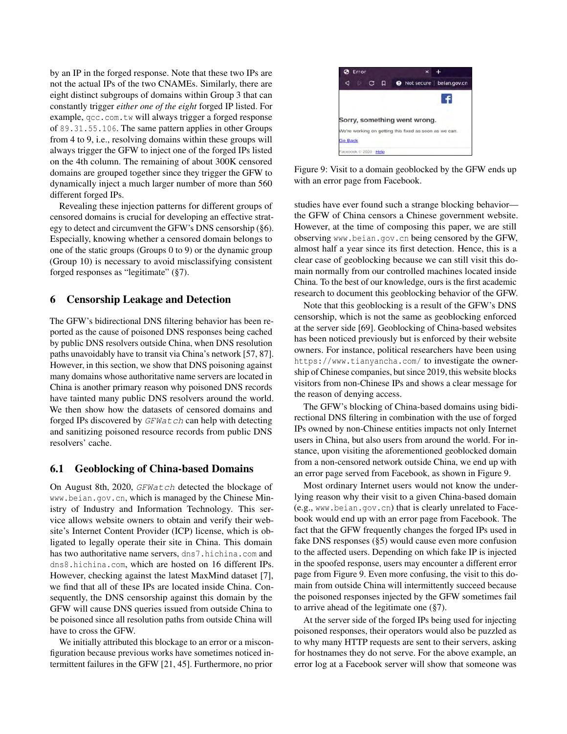by an IP in the forged response. Note that these two IPs are not the actual IPs of the two CNAMEs. Similarly, there are eight distinct subgroups of domains within Group 3 that can constantly trigger *either one of the eight* forged IP listed. For example, qcc.com.tw will always trigger a forged response of 89.31.55.106. The same pattern applies in other Groups from 4 to 9, i.e., resolving domains within these groups will always trigger the GFW to inject one of the forged IPs listed on the 4th column. The remaining of about 300K censored domains are grouped together since they trigger the GFW to dynamically inject a much larger number of more than 560 different forged IPs.

Revealing these injection patterns for different groups of censored domains is crucial for developing an effective strategy to detect and circumvent the GFW's DNS censorship (§6). Especially, knowing whether a censored domain belongs to one of the static groups (Groups 0 to 9) or the dynamic group (Group 10) is necessary to avoid misclassifying consistent forged responses as "legitimate" (§7).

## 6 Censorship Leakage and Detection

The GFW's bidirectional DNS filtering behavior has been reported as the cause of poisoned DNS responses being cached by public DNS resolvers outside China, when DNS resolution paths unavoidably have to transit via China's network [57, 87]. However, in this section, we show that DNS poisoning against many domains whose authoritative name servers are located in China is another primary reason why poisoned DNS records have tainted many public DNS resolvers around the world. We then show how the datasets of censored domains and forged IPs discovered by *GFWatch* can help with detecting and sanitizing poisoned resource records from public DNS resolvers' cache.

### 6.1 Geoblocking of China-based Domains

On August 8th, 2020, *GFWatch* detected the blockage of www.beian.gov.cn, which is managed by the Chinese Ministry of Industry and Information Technology. This service allows website owners to obtain and verify their website's Internet Content Provider (ICP) license, which is obligated to legally operate their site in China. This domain has two authoritative name servers, dns7.hichina.com and dns8.hichina.com, which are hosted on 16 different IPs. However, checking against the latest MaxMind dataset [7], we find that all of these IPs are located inside China. Consequently, the DNS censorship against this domain by the GFW will cause DNS queries issued from outside China to be poisoned since all resolution paths from outside China will have to cross the GFW.

We initially attributed this blockage to an error or a misconfiguration because previous works have sometimes noticed intermittent failures in the GFW [21, 45]. Furthermore, no prior studies have ever found such a strange blocking behavior—the GFW of China censors a Chinese government website. However, at the time of composing this paper, we are still observing www.beian.gov.cn being censored by the GFW, almost half a year since its first detection. Hence, this is a clear case of geoblocking because we can still visit this domain normally from our controlled machines located inside China. To the best of our knowledge, ours is the first academic research to document this geoblocking behavior of the GFW.

Figure 9: Visit to a domain geoblocked by the GFW ends up with an error page from Facebook.

Note that this geoblocking is a result of the GFW's DNS censorship, which is not the same as geoblocking enforced at the server side [69]. Geoblocking of China-based websites has been noticed previously but is enforced by their website owners. For instance, political researchers have been using https://www.tianyancha.com/ to investigate the ownership of Chinese companies, but since 2019, this website blocks visitors from non-Chinese IPs and shows a clear message for the reason of denying access.

The GFW's blocking of China-based domains using bidirectional DNS filtering in combination with the use of forged IPs owned by non-Chinese entities impacts not only Internet users in China, but also users from around the world. For instance, upon visiting the aforementioned geoblocked domain from a non-censored network outside China, we end up with an error page served from Facebook, as shown in Figure 9.

Most ordinary Internet users would not know the underlying reason why their visit to a given China-based domain (e.g., www.beian.gov.cn) that is clearly unrelated to Facebook would end up with an error page from Facebook. The fact that the GFW frequently changes the forged IPs used in fake DNS responses (§5) would cause even more confusion to the affected users. Depending on which fake IP is injected in the spoofed response, users may encounter a different error page from Figure 9. Even more confusing, the visit to this domain from outside China will intermittently succeed because the poisoned responses injected by the GFW sometimes fail to arrive ahead of the legitimate one (§7).

At the server side of the forged IPs being used for injecting poisoned responses, their operators would also be puzzled as to why many HTTP requests are sent to their servers, asking for hostnames they do not serve. For the above example, an error log at a Facebook server will show that someone was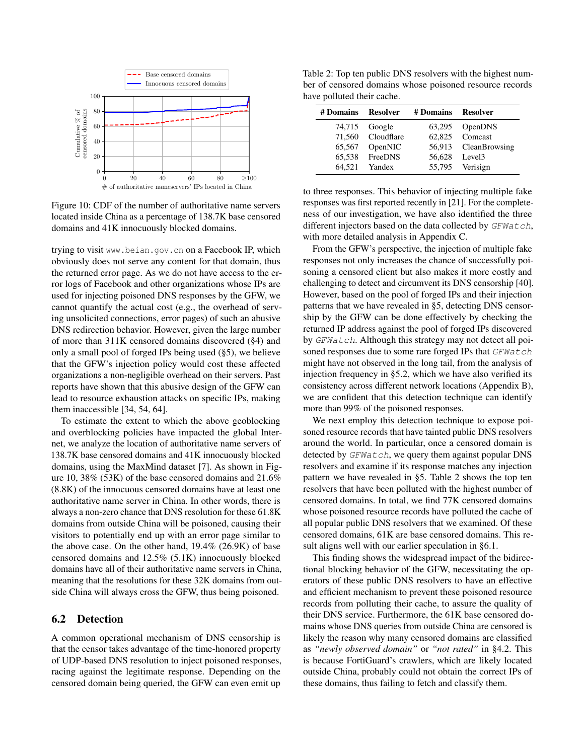Figure 10: CDF of the number of authoritative name servers located inside China as a percentage of 138.7K base censored domains and 41K innocuously blocked domains.

trying to visit www.beian.gov.cn on a Facebook IP, which obviously does not serve any content for that domain, thus the returned error page. As we do not have access to the error logs of Facebook and other organizations whose IPs are used for injecting poisoned DNS responses by the GFW, we cannot quantify the actual cost (e.g., the overhead of serving unsolicited connections, error pages) of such an abusive DNS redirection behavior. However, given the large number of more than 311K censored domains discovered (§4) and only a small pool of forged IPs being used (§5), we believe that the GFW's injection policy would cost these affected organizations a non-negligible overhead on their servers. Past reports have shown that this abusive design of the GFW can lead to resource exhaustion attacks on specific IPs, making them inaccessible [34, 54, 64].

To estimate the extent to which the above geoblocking and overblocking policies have impacted the global Internet, we analyze the location of authoritative name servers of 138.7K base censored domains and 41K innocuously blocked domains, using the MaxMind dataset [7]. As shown in Figure 10, 38% (53K) of the base censored domains and 21.6% (8.8K) of the innocuous censored domains have at least one authoritative name server in China. In other words, there is always a non-zero chance that DNS resolution for these 61.8K domains from outside China will be poisoned, causing their visitors to potentially end up with an error page similar to the above case. On the other hand, 19.4% (26.9K) of base censored domains and 12.5% (5.1K) innocuously blocked domains have all of their authoritative name servers in China, meaning that the resolutions for these 32K domains from outside China will always cross the GFW, thus being poisoned.

## 6.2 Detection

A common operational mechanism of DNS censorship is that the censor takes advantage of the time-honored property of UDP-based DNS resolution to inject poisoned responses, racing against the legitimate response. Depending on the censored domain being queried, the GFW can even emit up to three responses. This behavior of injecting multiple fake responses was first reported recently in [21]. For the completeness of our investigation, we have also identified the three different injectors based on the data collected by `GFWatch`, with more detailed analysis in Appendix C.

From the GFW's perspective, the injection of multiple fake responses not only increases the chance of successfully poisoning a censored client but also makes it more costly and challenging to detect and circumvent its DNS censorship [40]. However, based on the pool of forged IPs and their injection patterns that we have revealed in §5, detecting DNS censorship by the GFW can be done effectively by checking the returned IP address against the pool of forged IPs discovered by `GFWatch`. Although this strategy may not detect all poisoned responses due to some rare forged IPs that `GFWatch` might have not observed in the long tail, from the analysis of injection frequency in §5.2, which we have also verified its consistency across different network locations (Appendix B), we are confident that this detection technique can identify more than 99% of the poisoned responses.

Table 2: Top ten public DNS resolvers with the highest number of censored domains whose poisoned resource records have polluted their cache.

| # Domains | Resolver | # Domains | Resolver |
|---|---|---|---|
| 74,715 | Google | 63,295 | OpenDNS |
| 71,560 | Cloudflare | 62,825 | Comcast |
| 65,567 | OpenNIC | 56,913 | CleanBrowsing |
| 65,538 | FreeDNS | 56,628 | Level3 |
| 64,521 | Yandex | 55,795 | Verisign |

We next employ this detection technique to expose poisoned resource records that have tainted public DNS resolvers around the world. In particular, once a censored domain is detected by `GFWatch`, we query them against popular DNS resolvers and examine if its response matches any injection pattern we have revealed in §5. Table 2 shows the top ten resolvers that have been polluted with the highest number of censored domains. In total, we find 77K censored domains whose poisoned resource records have polluted the cache of all popular public DNS resolvers that we examined. Of these censored domains, 61K are base censored domains. This result aligns well with our earlier speculation in §6.1.

This finding shows the widespread impact of the bidirectional blocking behavior of the GFW, necessitating the operators of these public DNS resolvers to have an effective and efficient mechanism to prevent these poisoned resource records from polluting their cache, to assure the quality of their DNS service. Furthermore, the 61K base censored domains whose DNS queries from outside China are censored is likely the reason why many censored domains are classified as *"newly observed domain"* or *"not rated"* in §4.2. This is because FortiGuard's crawlers, which are likely located outside China, probably could not obtain the correct IPs of these domains, thus failing to fetch and classify them.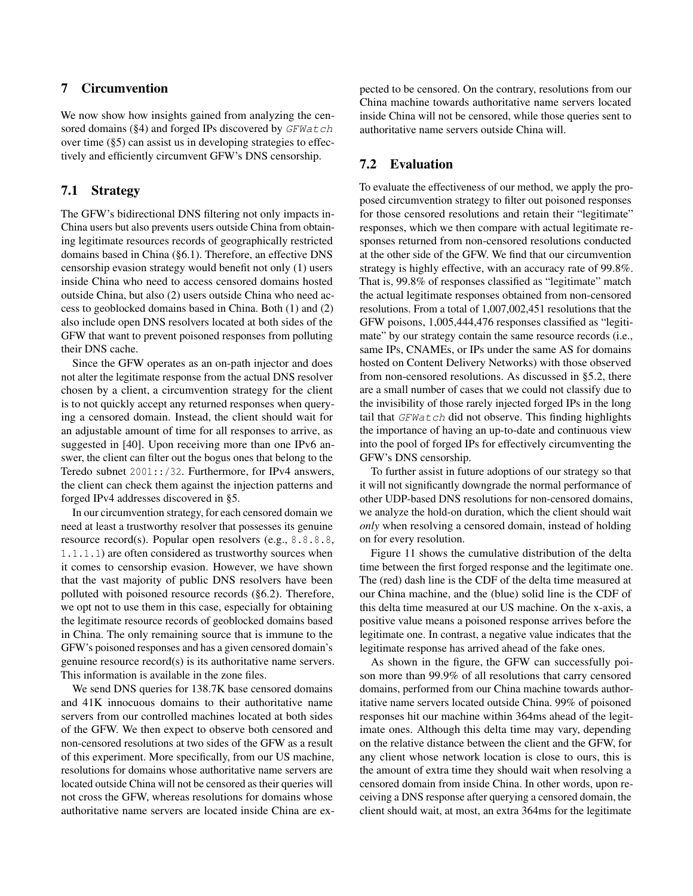## 7 Circumvention

We now show how insights gained from analyzing the censored domains (§4) and forged IPs discovered by `GFWatch` over time (§5) can assist us in developing strategies to effectively and efficiently circumvent GFW's DNS censorship.

### 7.1 Strategy

The GFW's bidirectional DNS filtering not only impacts in-China users but also prevents users outside China from obtaining legitimate resources records of geographically restricted domains based in China (§6.1). Therefore, an effective DNS censorship evasion strategy would benefit not only (1) users inside China who need to access censored domains hosted outside China, but also (2) users outside China who need access to geoblocked domains based in China. Both (1) and (2) also include open DNS resolvers located at both sides of the GFW that want to prevent poisoned responses from polluting their DNS cache.

Since the GFW operates as an on-path injector and does not alter the legitimate response from the actual DNS resolver chosen by a client, a circumvention strategy for the client is not to quickly accept any returned responses when querying a censored domain. Instead, the client should wait for an adjustable amount of time for all responses to arrive, as suggested in [40]. Upon receiving more than one IPv6 answer, the client can filter out the bogus ones that belong to the Teredo subnet `2001::/32`. Furthermore, for IPv4 answers, the client can check them against the injection patterns and forged IPv4 addresses discovered in §5.

In our circumvention strategy, for each censored domain we need at least a trustworthy resolver that possesses its genuine resource record(s). Popular open resolvers (e.g., `8.8.8.8`, `1.1.1.1`) are often considered as trustworthy sources when it comes to censorship evasion. However, we have shown that the vast majority of public DNS resolvers have been polluted with poisoned resource records (§6.2). Therefore, we opt not to use them in this case, especially for obtaining the legitimate resource records of geoblocked domains based in China. The only remaining source that is immune to the GFW's poisoned responses and has a given censored domain's genuine resource record(s) is its authoritative name servers. This information is available in the zone files.

We send DNS queries for 138.7K base censored domains and 41K innocuous domains to their authoritative name servers from our controlled machines located at both sides of the GFW. We then expect to observe both censored and non-censored resolutions at two sides of the GFW as a result of this experiment. More specifically, from our US machine, resolutions for domains whose authoritative name servers are located outside China will not be censored as their queries will not cross the GFW, whereas resolutions for domains whose authoritative name servers are located inside China are expected to be censored. On the contrary, resolutions from our China machine towards authoritative name servers located inside China will not be censored, while those queries sent to authoritative name servers outside China will.

### 7.2 Evaluation

To evaluate the effectiveness of our method, we apply the proposed circumvention strategy to filter out poisoned responses for those censored resolutions and retain their "legitimate" responses, which we then compare with actual legitimate responses returned from non-censored resolutions conducted at the other side of the GFW. We find that our circumvention strategy is highly effective, with an accuracy rate of 99.8%. That is, 99.8% of responses classified as "legitimate" match the actual legitimate responses obtained from non-censored resolutions. From a total of 1,007,002,451 resolutions that the GFW poisons, 1,005,444,476 responses classified as "legitimate" by our strategy contain the same resource records (i.e., same IPs, CNAMEs, or IPs under the same AS for domains hosted on Content Delivery Networks) with those observed from non-censored resolutions. As discussed in §5.2, there are a small number of cases that we could not classify due to the invisibility of those rarely injected forged IPs in the long tail that `GFWatch` did not observe. This finding highlights the importance of having an up-to-date and continuous view into the pool of forged IPs for effectively circumventing the GFW's DNS censorship.

To further assist in future adoptions of our strategy so that it will not significantly downgrade the normal performance of other UDP-based DNS resolutions for non-censored domains, we analyze the hold-on duration, which the client should wait *only* when resolving a censored domain, instead of holding on for every resolution.

Figure 11 shows the cumulative distribution of the delta time between the first forged response and the legitimate one. The (red) dash line is the CDF of the delta time measured at our China machine, and the (blue) solid line is the CDF of this delta time measured at our US machine. On the x-axis, a positive value means a poisoned response arrives before the legitimate one. In contrast, a negative value indicates that the legitimate response has arrived ahead of the fake ones.

As shown in the figure, the GFW can successfully poison more than 99.9% of all resolutions that carry censored domains, performed from our China machine towards authoritative name servers located outside China. 99% of poisoned responses hit our machine within 364ms ahead of the legitimate ones. Although this delta time may vary, depending on the relative distance between the client and the GFW, for any client whose network location is close to ours, this is the amount of extra time they should wait when resolving a censored domain from inside China. In other words, upon receiving a DNS response after querying a censored domain, the client should wait, at most, an extra 364ms for the legitimate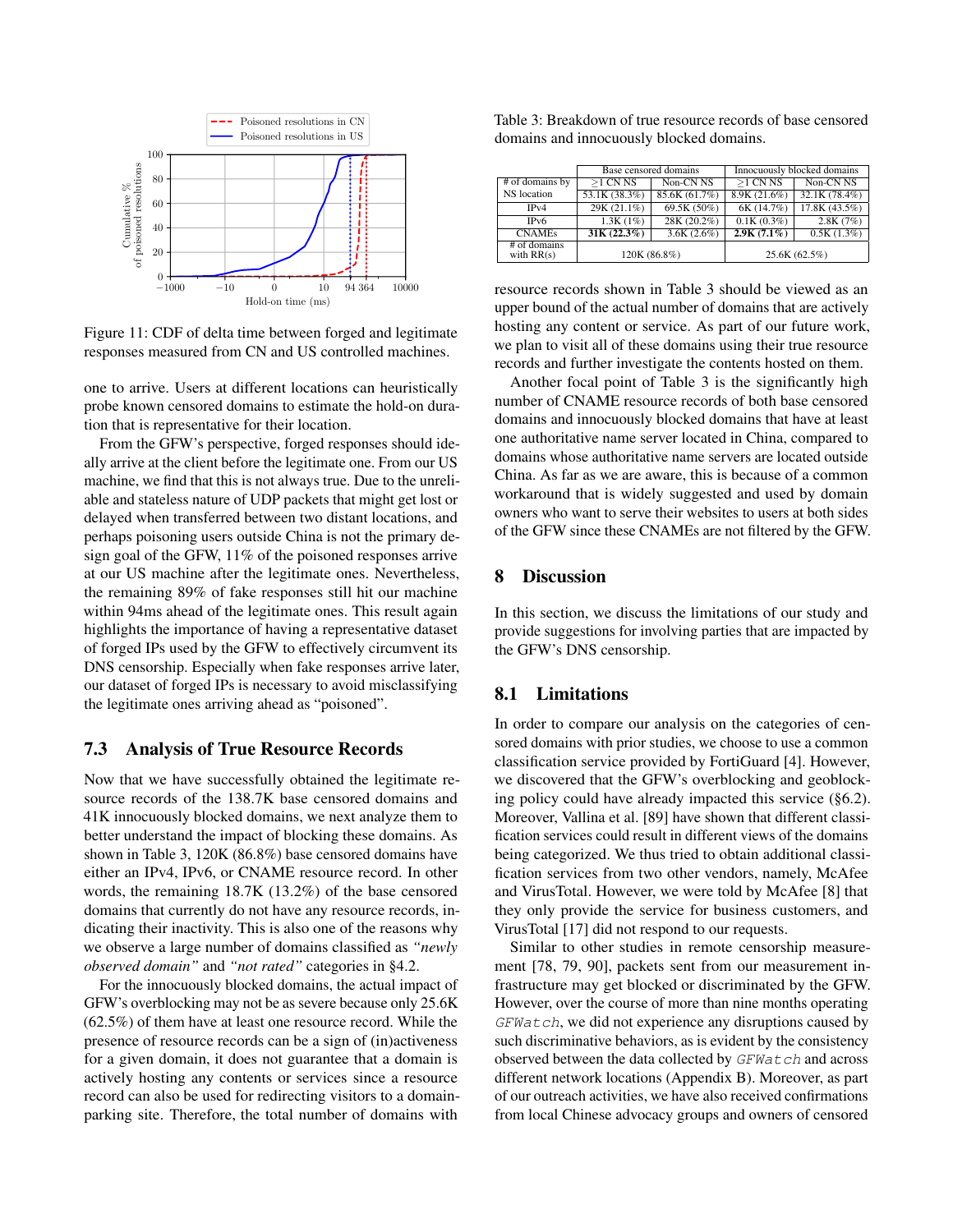Figure 11: CDF of delta time between forged and legitimate responses measured from CN and US controlled machines.

one to arrive. Users at different locations can heuristically probe known censored domains to estimate the hold-on duration that is representative for their location.

From the GFW's perspective, forged responses should ideally arrive at the client before the legitimate one. From our US machine, we find that this is not always true. Due to the unreliable and stateless nature of UDP packets that might get lost or delayed when transferred between two distant locations, and perhaps poisoning users outside China is not the primary design goal of the GFW, 11% of the poisoned responses arrive at our US machine after the legitimate ones. Nevertheless, the remaining 89% of fake responses still hit our machine within 94ms ahead of the legitimate ones. This result again highlights the importance of having a representative dataset of forged IPs used by the GFW to effectively circumvent its DNS censorship. Especially when fake responses arrive later, our dataset of forged IPs is necessary to avoid misclassifying the legitimate ones arriving ahead as "poisoned".

## 7.3 Analysis of True Resource Records

Now that we have successfully obtained the legitimate resource records of the 138.7K base censored domains and 41K innocuously blocked domains, we next analyze them to better understand the impact of blocking these domains. As shown in Table 3, 120K (86.8%) base censored domains have either an IPv4, IPv6, or CNAME resource record. In other words, the remaining 18.7K (13.2%) of the base censored domains that currently do not have any resource records, indicating their inactivity. This is also one of the reasons why we observe a large number of domains classified as *"newly observed domain"* and *"not rated"* categories in §4.2.

For the innocuously blocked domains, the actual impact of GFW's overblocking may not be as severe because only 25.6K (62.5%) of them have at least one resource record. While the presence of resource records can be a sign of (in)activeness for a given domain, it does not guarantee that a domain is actively hosting any contents or services since a resource record can also be used for redirecting visitors to a domain-parking site. Therefore, the total number of domains with

Table 3: Breakdown of true resource records of base censored domains and innocuously blocked domains.

| | Base censored domains | | Innocuously blocked domains | |
|---|---|---|---|---|
| # of domains by NS location | ≥1 CN NS<br>53.1K (38.3%) | Non-CN NS<br>85.6K (61.7%) | ≥1 CN NS<br>8.9K (21.6%) | Non-CN NS<br>32.1K (78.4%) |
| IPv4 | 29K (21.1%) | 69.5K (50%) | 6K (14.7%) | 17.8K (43.5%) |
| IPv6 | 1.3K (1%) | 28K (20.2%) | 0.1K (0.3%) | 2.8K (7%) |
| CNAMEs | **31K (22.3%)** | 3.6K (2.6%) | **2.9K (7.1%)** | 0.5K (1.3%) |
| # of domains with RR(s) | 120K (86.8%) | | 25.6K (62.5%) | |

resource records shown in Table 3 should be viewed as an upper bound of the actual number of domains that are actively hosting any content or service. As part of our future work, we plan to visit all of these domains using their true resource records and further investigate the contents hosted on them.

Another focal point of Table 3 is the significantly high number of CNAME resource records of both base censored domains and innocuously blocked domains that have at least one authoritative name server located in China, compared to domains whose authoritative name servers are located outside China. As far as we are aware, this is because of a common workaround that is widely suggested and used by domain owners who want to serve their websites to users at both sides of the GFW since these CNAMEs are not filtered by the GFW.

# 8 Discussion

In this section, we discuss the limitations of our study and provide suggestions for involving parties that are impacted by the GFW's DNS censorship.

## 8.1 Limitations

In order to compare our analysis on the categories of censored domains with prior studies, we choose to use a common classification service provided by FortiGuard [4]. However, we discovered that the GFW's overblocking and geoblocking policy could have already impacted this service (§6.2). Moreover, Vallina et al. [89] have shown that different classification services could result in different views of the domains being categorized. We thus tried to obtain additional classification services from two other vendors, namely, McAfee and VirusTotal. However, we were told by McAfee [8] that they only provide the service for business customers, and VirusTotal [17] did not respond to our requests.

Similar to other studies in remote censorship measurement [78, 79, 90], packets sent from our measurement infrastructure may get blocked or discriminated by the GFW. However, over the course of more than nine months operating `GFWatch`, we did not experience any disruptions caused by such discriminative behaviors, as is evident by the consistency observed between the data collected by `GFWatch` and across different network locations (Appendix B). Moreover, as part of our outreach activities, we have also received confirmations from local Chinese advocacy groups and owners of censored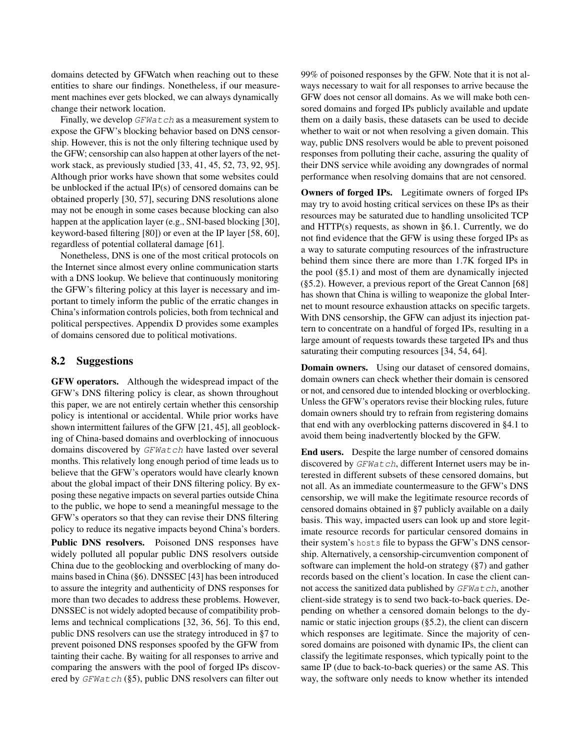domains detected by GFWatch when reaching out to these entities to share our findings. Nonetheless, if our measurement machines ever gets blocked, we can always dynamically change their network location.

Finally, we develop `GFWatch` as a measurement system to expose the GFW's blocking behavior based on DNS censorship. However, this is not the only filtering technique used by the GFW; censorship can also happen at other layers of the network stack, as previously studied [33, 41, 45, 52, 73, 92, 95]. Although prior works have shown that some websites could be unblocked if the actual IP(s) of censored domains can be obtained properly [30, 57], securing DNS resolutions alone may not be enough in some cases because blocking can also happen at the application layer (e.g., SNI-based blocking [30], keyword-based filtering [80]) or even at the IP layer [58, 60], regardless of potential collateral damage [61].

Nonetheless, DNS is one of the most critical protocols on the Internet since almost every online communication starts with a DNS lookup. We believe that continuously monitoring the GFW's filtering policy at this layer is necessary and important to timely inform the public of the erratic changes in China's information controls policies, both from technical and political perspectives. Appendix D provides some examples of domains censored due to political motivations.

## 8.2 Suggestions

**GFW operators.** Although the widespread impact of the GFW's DNS filtering policy is clear, as shown throughout this paper, we are not entirely certain whether this censorship policy is intentional or accidental. While prior works have shown intermittent failures of the GFW [21, 45], all geoblocking of China-based domains and overblocking of innocuous domains discovered by `GFWatch` have lasted over several months. This relatively long enough period of time leads us to believe that the GFW's operators would have clearly known about the global impact of their DNS filtering policy. By exposing these negative impacts on several parties outside China to the public, we hope to send a meaningful message to the GFW's operators so that they can revise their DNS filtering policy to reduce its negative impacts beyond China's borders.

**Public DNS resolvers.** Poisoned DNS responses have widely polluted all popular public DNS resolvers outside China due to the geoblocking and overblocking of many domains based in China (§6). DNSSEC [43] has been introduced to assure the integrity and authenticity of DNS responses for more than two decades to address these problems. However, DNSSEC is not widely adopted because of compatibility problems and technical complications [32, 36, 56]. To this end, public DNS resolvers can use the strategy introduced in §7 to prevent poisoned DNS responses spoofed by the GFW from tainting their cache. By waiting for all responses to arrive and comparing the answers with the pool of forged IPs discovered by `GFWatch` (§5), public DNS resolvers can filter out 99% of poisoned responses by the GFW. Note that it is not always necessary to wait for all responses to arrive because the GFW does not censor all domains. As we will make both censored domains and forged IPs publicly available and update them on a daily basis, these datasets can be used to decide whether to wait or not when resolving a given domain. This way, public DNS resolvers would be able to prevent poisoned responses from polluting their cache, assuring the quality of their DNS service while avoiding any downgrades of normal performance when resolving domains that are not censored.

**Owners of forged IPs.** Legitimate owners of forged IPs may try to avoid hosting critical services on these IPs as their resources may be saturated due to handling unsolicited TCP and HTTP(s) requests, as shown in §6.1. Currently, we do not find evidence that the GFW is using these forged IPs as a way to saturate computing resources of the infrastructure behind them since there are more than 1.7K forged IPs in the pool (§5.1) and most of them are dynamically injected (§5.2). However, a previous report of the Great Cannon [68] has shown that China is willing to weaponize the global Internet to mount resource exhaustion attacks on specific targets. With DNS censorship, the GFW can adjust its injection pattern to concentrate on a handful of forged IPs, resulting in a large amount of requests towards these targeted IPs and thus saturating their computing resources [34, 54, 64].

**Domain owners.** Using our dataset of censored domains, domain owners can check whether their domain is censored or not, and censored due to intended blocking or overblocking. Unless the GFW's operators revise their blocking rules, future domain owners should try to refrain from registering domains that end with any overblocking patterns discovered in §4.1 to avoid them being inadvertently blocked by the GFW.

**End users.** Despite the large number of censored domains discovered by `GFWatch`, different Internet users may be interested in different subsets of these censored domains, but not all. As an immediate countermeasure to the GFW's DNS censorship, we will make the legitimate resource records of censored domains obtained in §7 publicly available on a daily basis. This way, impacted users can look up and store legitimate resource records for particular censored domains in their system's `hosts` file to bypass the GFW's DNS censorship. Alternatively, a censorship-circumvention component of software can implement the hold-on strategy (§7) and gather records based on the client's location. In case the client cannot access the sanitized data published by `GFWatch`, another client-side strategy is to send two back-to-back queries. Depending on whether a censored domain belongs to the dynamic or static injection groups (§5.2), the client can discern which responses are legitimate. Since the majority of censored domains are poisoned with dynamic IPs, the client can classify the legitimate responses, which typically point to the same IP (due to back-to-back queries) or the same AS. This way, the software only needs to know whether its intended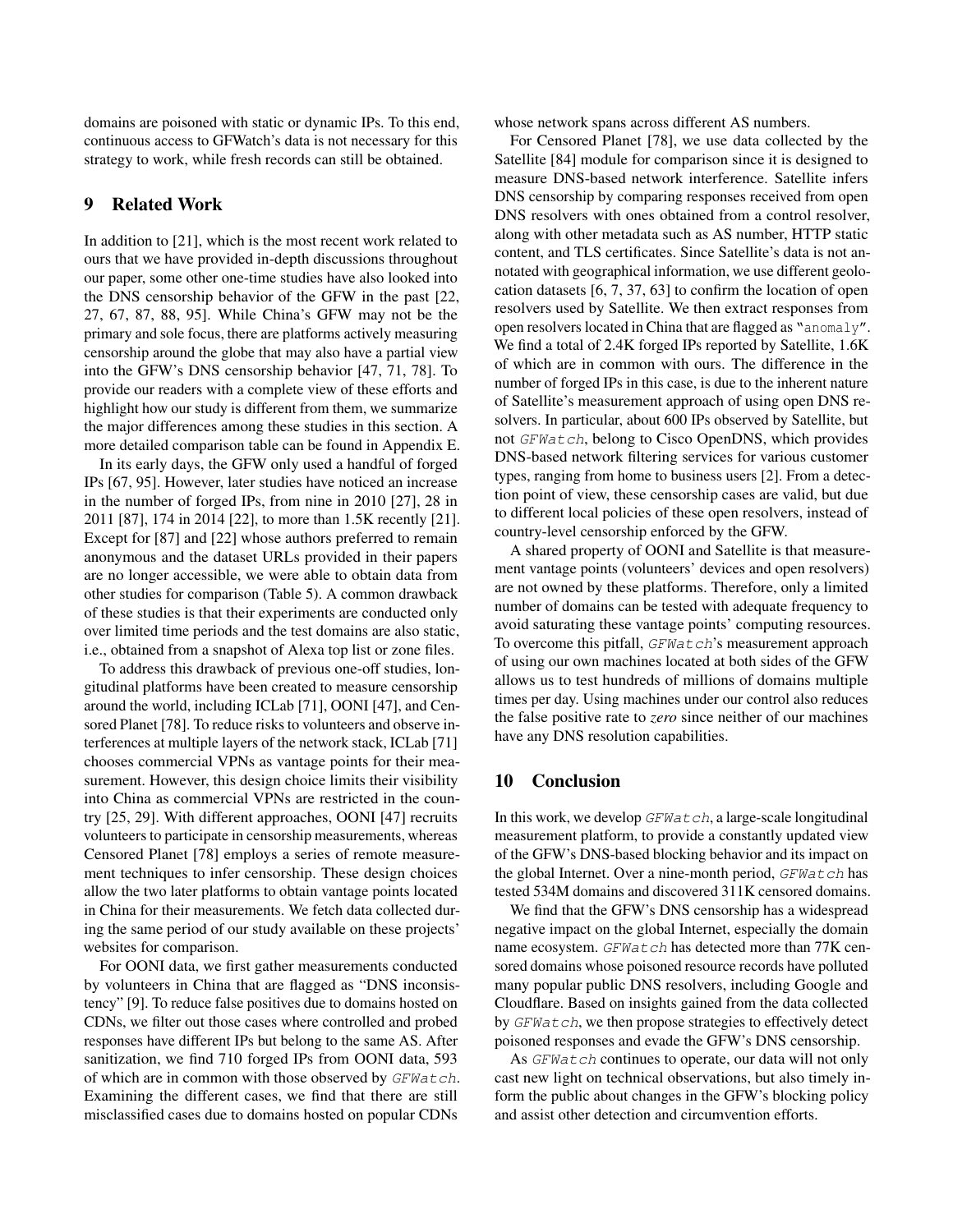domains are poisoned with static or dynamic IPs. To this end, continuous access to GFWatch's data is not necessary for this strategy to work, while fresh records can still be obtained.

## 9 Related Work

In addition to [21], which is the most recent work related to ours that we have provided in-depth discussions throughout our paper, some other one-time studies have also looked into the DNS censorship behavior of the GFW in the past [22, 27, 67, 87, 88, 95]. While China's GFW may not be the primary and sole focus, there are platforms actively measuring censorship around the globe that may also have a partial view into the GFW's DNS censorship behavior [47, 71, 78]. To provide our readers with a complete view of these efforts and highlight how our study is different from them, we summarize the major differences among these studies in this section. A more detailed comparison table can be found in Appendix E.

In its early days, the GFW only used a handful of forged IPs [67, 95]. However, later studies have noticed an increase in the number of forged IPs, from nine in 2010 [27], 28 in 2011 [87], 174 in 2014 [22], to more than 1.5K recently [21]. Except for [87] and [22] whose authors preferred to remain anonymous and the dataset URLs provided in their papers are no longer accessible, we were able to obtain data from other studies for comparison (Table 5). A common drawback of these studies is that their experiments are conducted only over limited time periods and the test domains are also static, i.e., obtained from a snapshot of Alexa top list or zone files.

To address this drawback of previous one-off studies, longitudinal platforms have been created to measure censorship around the world, including ICLab [71], OONI [47], and Censored Planet [78]. To reduce risks to volunteers and observe interferences at multiple layers of the network stack, ICLab [71] chooses commercial VPNs as vantage points for their measurement. However, this design choice limits their visibility into China as commercial VPNs are restricted in the country [25, 29]. With different approaches, OONI [47] recruits volunteers to participate in censorship measurements, whereas Censored Planet [78] employs a series of remote measurement techniques to infer censorship. These design choices allow the two later platforms to obtain vantage points located in China for their measurements. We fetch data collected during the same period of our study available on these projects' websites for comparison.

For OONI data, we first gather measurements conducted by volunteers in China that are flagged as "DNS inconsistency" [9]. To reduce false positives due to domains hosted on CDNs, we filter out those cases where controlled and probed responses have different IPs but belong to the same AS. After sanitization, we find 710 forged IPs from OONI data, 593 of which are in common with those observed by `GFWatch`. Examining the different cases, we find that there are still misclassified cases due to domains hosted on popular CDNs whose network spans across different AS numbers.

For Censored Planet [78], we use data collected by the Satellite [84] module for comparison since it is designed to measure DNS-based network interference. Satellite infers DNS censorship by comparing responses received from open DNS resolvers with ones obtained from a control resolver, along with other metadata such as AS number, HTTP static content, and TLS certificates. Since Satellite's data is not annotated with geographical information, we use different geolocation datasets [6, 7, 37, 63] to confirm the location of open resolvers used by Satellite. We then extract responses from open resolvers located in China that are flagged as "`anomaly`". We find a total of 2.4K forged IPs reported by Satellite, 1.6K of which are in common with ours. The difference in the number of forged IPs in this case, is due to the inherent nature of Satellite's measurement approach of using open DNS resolvers. In particular, about 600 IPs observed by Satellite, but not `GFWatch`, belong to Cisco OpenDNS, which provides DNS-based network filtering services for various customer types, ranging from home to business users [2]. From a detection point of view, these censorship cases are valid, but due to different local policies of these open resolvers, instead of country-level censorship enforced by the GFW.

A shared property of OONI and Satellite is that measurement vantage points (volunteers' devices and open resolvers) are not owned by these platforms. Therefore, only a limited number of domains can be tested with adequate frequency to avoid saturating these vantage points' computing resources. To overcome this pitfall, `GFWatch`'s measurement approach of using our own machines located at both sides of the GFW allows us to test hundreds of millions of domains multiple times per day. Using machines under our control also reduces the false positive rate to *zero* since neither of our machines have any DNS resolution capabilities.

## 10 Conclusion

In this work, we develop `GFWatch`, a large-scale longitudinal measurement platform, to provide a constantly updated view of the GFW's DNS-based blocking behavior and its impact on the global Internet. Over a nine-month period, `GFWatch` has tested 534M domains and discovered 311K censored domains.

We find that the GFW's DNS censorship has a widespread negative impact on the global Internet, especially the domain name ecosystem. `GFWatch` has detected more than 77K censored domains whose poisoned resource records have polluted many popular public DNS resolvers, including Google and Cloudflare. Based on insights gained from the data collected by `GFWatch`, we then propose strategies to effectively detect poisoned responses and evade the GFW's DNS censorship.

As `GFWatch` continues to operate, our data will not only cast new light on technical observations, but also timely inform the public about changes in the GFW's blocking policy and assist other detection and circumvention efforts.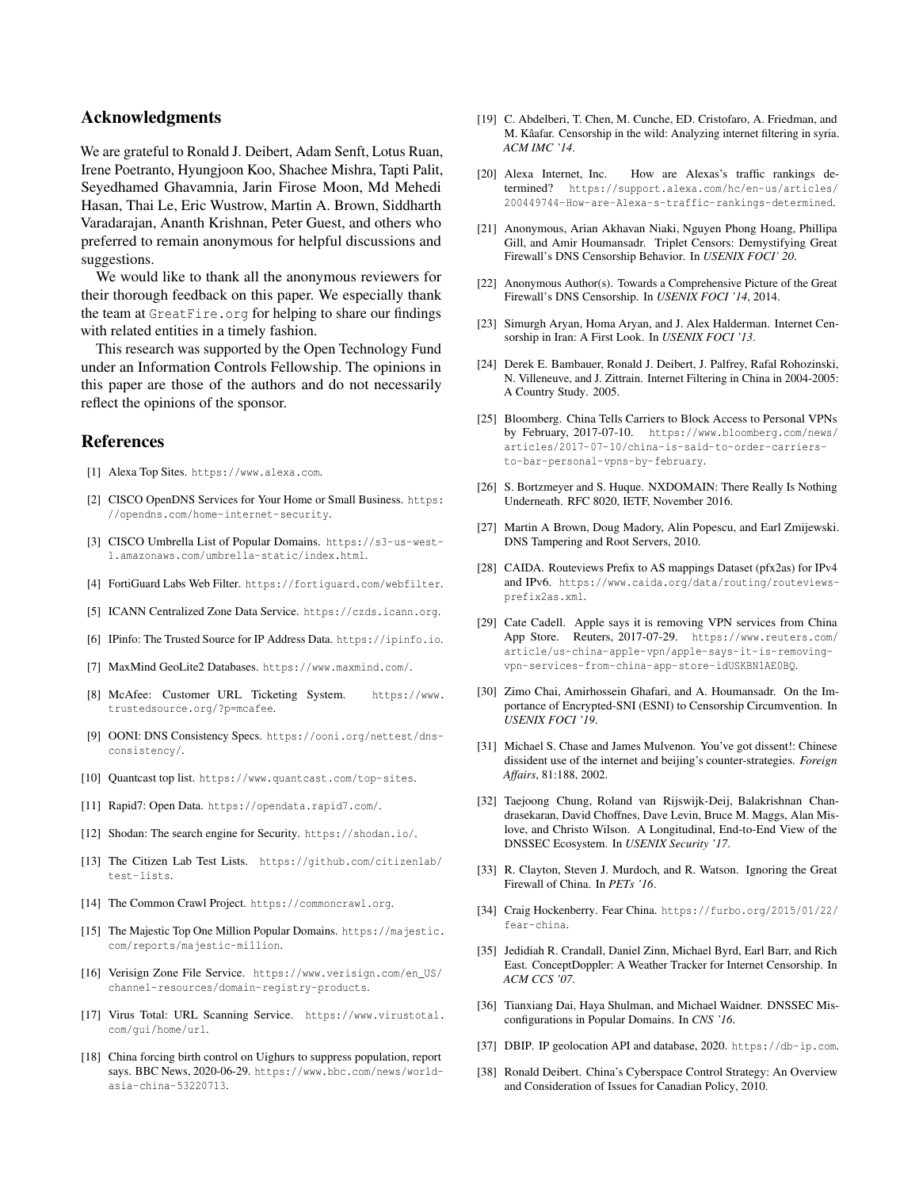## Acknowledgments

We are grateful to Ronald J. Deibert, Adam Senft, Lotus Ruan, Irene Poetranto, Hyungjoon Koo, Shachee Mishra, Tapti Palit, Seyedhamed Ghavamnia, Jarin Firose Moon, Md Mehedi Hasan, Thai Le, Eric Wustrow, Martin A. Brown, Siddharth Varadarajan, Ananth Krishnan, Peter Guest, and others who preferred to remain anonymous for helpful discussions and suggestions.

We would like to thank all the anonymous reviewers for their thorough feedback on this paper. We especially thank the team at GreatFire.org for helping to share our findings with related entities in a timely fashion.

This research was supported by the Open Technology Fund under an Information Controls Fellowship. The opinions in this paper are those of the authors and do not necessarily reflect the opinions of the sponsor.

## References

[1] Alexa Top Sites. https://www.alexa.com.

[2] CISCO OpenDNS Services for Your Home or Small Business. https://opendns.com/home-internet-security.

[3] CISCO Umbrella List of Popular Domains. https://s3-us-west-1.amazonaws.com/umbrella-static/index.html.

[4] FortiGuard Labs Web Filter. https://fortiguard.com/webfilter.

[5] ICANN Centralized Zone Data Service. https://czds.icann.org.

[6] IPinfo: The Trusted Source for IP Address Data. https://ipinfo.io.

[7] MaxMind GeoLite2 Databases. https://www.maxmind.com/.

[8] McAfee: Customer URL Ticketing System. https://www.trustedsource.org/?p=mcafee.

[9] OONI: DNS Consistency Specs. https://ooni.org/nettest/dns-consistency/.

[10] Quantcast top list. https://www.quantcast.com/top-sites.

[11] Rapid7: Open Data. https://opendata.rapid7.com/.

[12] Shodan: The search engine for Security. https://shodan.io/.

[13] The Citizen Lab Test Lists. https://github.com/citizenlab/test-lists.

[14] The Common Crawl Project. https://commoncrawl.org.

[15] The Majestic Top One Million Popular Domains. https://majestic.com/reports/majestic-million.

[16] Verisign Zone File Service. https://www.verisign.com/en_US/channel-resources/domain-registry-products.

[17] Virus Total: URL Scanning Service. https://www.virustotal.com/gui/home/url.

[18] China forcing birth control on Uighurs to suppress population, report says. BBC News, 2020-06-29. https://www.bbc.com/news/world-asia-china-53220713.

[19] C. Abdelberi, T. Chen, M. Cunche, ED. Cristofaro, A. Friedman, and M. Kâafar. Censorship in the wild: Analyzing internet filtering in syria. *ACM IMC '14*.

[20] Alexa Internet, Inc. How are Alexas's traffic rankings determined? https://support.alexa.com/hc/en-us/articles/200449744-How-are-Alexa-s-traffic-rankings-determined.

[21] Anonymous, Arian Akhavan Niaki, Nguyen Phong Hoang, Phillipa Gill, and Amir Houmansadr. Triplet Censors: Demystifying Great Firewall's DNS Censorship Behavior. In *USENIX FOCI' 20*.

[22] Anonymous Author(s). Towards a Comprehensive Picture of the Great Firewall's DNS Censorship. In *USENIX FOCI '14*, 2014.

[23] Simurgh Aryan, Homa Aryan, and J. Alex Halderman. Internet Censorship in Iran: A First Look. In *USENIX FOCI '13*.

[24] Derek E. Bambauer, Ronald J. Deibert, J. Palfrey, Rafal Rohozinski, N. Villeneuve, and J. Zittrain. Internet Filtering in China in 2004-2005: A Country Study. 2005.

[25] Bloomberg. China Tells Carriers to Block Access to Personal VPNs by February, 2017-07-10. https://www.bloomberg.com/news/articles/2017-07-10/china-is-said-to-order-carriers-to-bar-personal-vpns-by-february.

[26] S. Bortzmeyer and S. Huque. NXDOMAIN: There Really Is Nothing Underneath. RFC 8020, IETF, November 2016.

[27] Martin A Brown, Doug Madory, Alin Popescu, and Earl Zmijewski. DNS Tampering and Root Servers, 2010.

[28] CAIDA. Routeviews Prefix to AS mappings Dataset (pfx2as) for IPv4 and IPv6. https://www.caida.org/data/routing/routeviews-prefix2as.xml.

[29] Cate Cadell. Apple says it is removing VPN services from China App Store. Reuters, 2017-07-29. https://www.reuters.com/article/us-china-apple-vpn/apple-says-it-is-removing-vpn-services-from-china-app-store-idUSKBN1AE0BQ.

[30] Zimo Chai, Amirhossein Ghafari, and A. Houmansadr. On the Importance of Encrypted-SNI (ESNI) to Censorship Circumvention. In *USENIX FOCI '19*.

[31] Michael S. Chase and James Mulvenon. You've got dissent!: Chinese dissident use of the internet and beijing's counter-strategies. *Foreign Affairs*, 81:188, 2002.

[32] Taejoong Chung, Roland van Rijswijk-Deij, Balakrishnan Chandrasekaran, David Choffnes, Dave Levin, Bruce M. Maggs, Alan Mislove, and Christo Wilson. A Longitudinal, End-to-End View of the DNSSEC Ecosystem. In *USENIX Security '17*.

[33] R. Clayton, Steven J. Murdoch, and R. Watson. Ignoring the Great Firewall of China. In *PETs '16*.

[34] Craig Hockenberry. Fear China. https://furbo.org/2015/01/22/fear-china.

[35] Jedidiah R. Crandall, Daniel Zinn, Michael Byrd, Earl Barr, and Rich East. ConceptDoppler: A Weather Tracker for Internet Censorship. In *ACM CCS '07*.

[36] Tianxiang Dai, Haya Shulman, and Michael Waidner. DNSSEC Misconfigurations in Popular Domains. In *CNS '16*.

[37] DBIP. IP geolocation API and database, 2020. https://db-ip.com.

[38] Ronald Deibert. China's Cyberspace Control Strategy: An Overview and Consideration of Issues for Canadian Policy, 2010.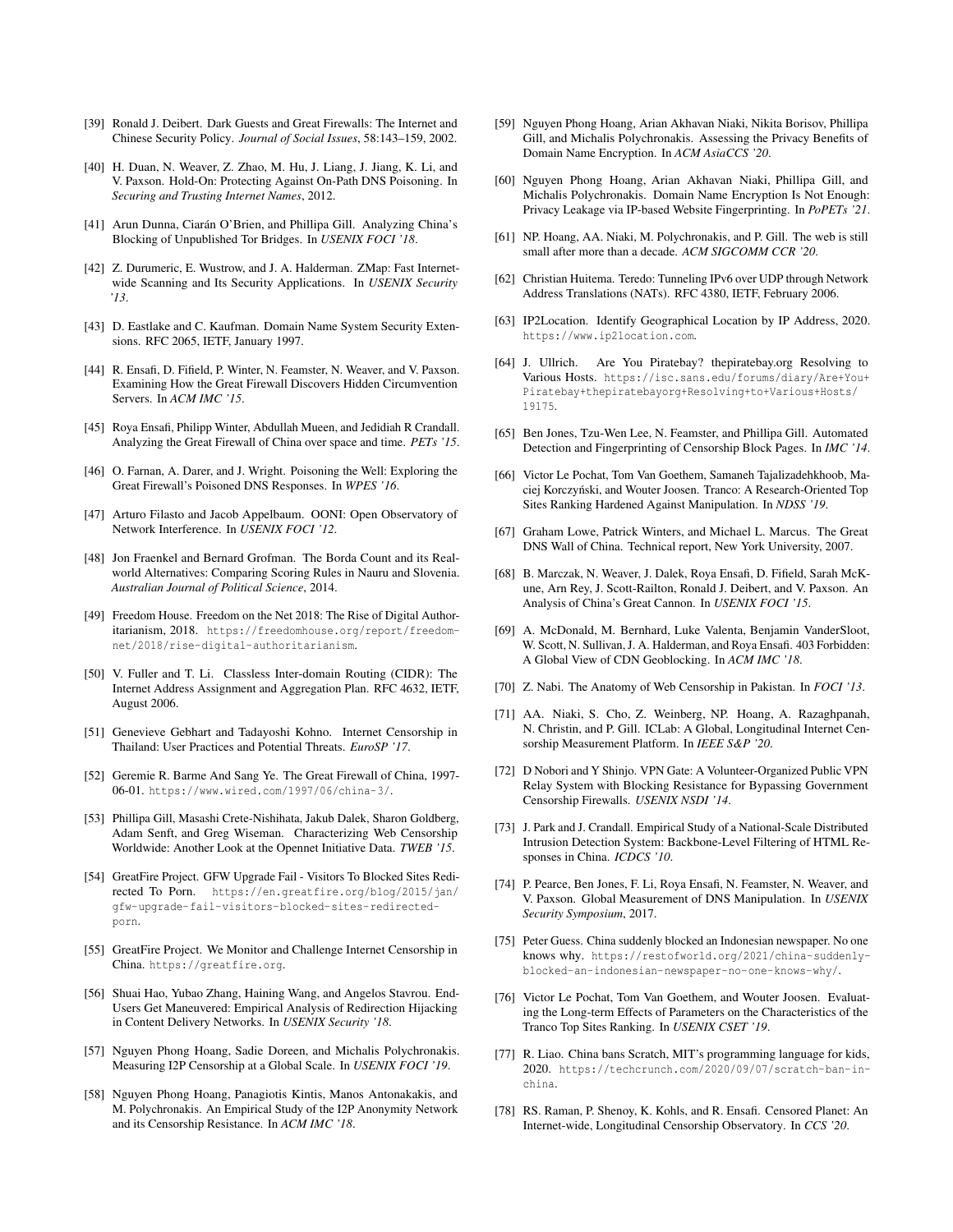[39] Ronald J. Deibert. Dark Guests and Great Firewalls: The Internet and Chinese Security Policy. *Journal of Social Issues*, 58:143–159, 2002.

[40] H. Duan, N. Weaver, Z. Zhao, M. Hu, J. Liang, J. Jiang, K. Li, and V. Paxson. Hold-On: Protecting Against On-Path DNS Poisoning. In *Securing and Trusting Internet Names*, 2012.

[41] Arun Dunna, Ciarán O'Brien, and Phillipa Gill. Analyzing China's Blocking of Unpublished Tor Bridges. In *USENIX FOCI '18*.

[42] Z. Durumeric, E. Wustrow, and J. A. Halderman. ZMap: Fast Internet-wide Scanning and Its Security Applications. In *USENIX Security '13*.

[43] D. Eastlake and C. Kaufman. Domain Name System Security Extensions. RFC 2065, IETF, January 1997.

[44] R. Ensafi, D. Fifield, P. Winter, N. Feamster, N. Weaver, and V. Paxson. Examining How the Great Firewall Discovers Hidden Circumvention Servers. In *ACM IMC '15*.

[45] Roya Ensafi, Philipp Winter, Abdullah Mueen, and Jedidiah R Crandall. Analyzing the Great Firewall of China over space and time. *PETs '15*.

[46] O. Farnan, A. Darer, and J. Wright. Poisoning the Well: Exploring the Great Firewall's Poisoned DNS Responses. In *WPES '16*.

[47] Arturo Filasto and Jacob Appelbaum. OONI: Open Observatory of Network Interference. In *USENIX FOCI '12*.

[48] Jon Fraenkel and Bernard Grofman. The Borda Count and its Real-world Alternatives: Comparing Scoring Rules in Nauru and Slovenia. *Australian Journal of Political Science*, 2014.

[49] Freedom House. Freedom on the Net 2018: The Rise of Digital Authoritarianism, 2018. https://freedomhouse.org/report/freedom-net/2018/rise-digital-authoritarianism.

[50] V. Fuller and T. Li. Classless Inter-domain Routing (CIDR): The Internet Address Assignment and Aggregation Plan. RFC 4632, IETF, August 2006.

[51] Genevieve Gebhart and Tadayoshi Kohno. Internet Censorship in Thailand: User Practices and Potential Threats. *EuroSP '17*.

[52] Geremie R. Barme And Sang Ye. The Great Firewall of China, 1997-06-01. https://www.wired.com/1997/06/china-3/.

[53] Phillipa Gill, Masashi Crete-Nishihata, Jakub Dalek, Sharon Goldberg, Adam Senft, and Greg Wiseman. Characterizing Web Censorship Worldwide: Another Look at the Opennet Initiative Data. *TWEB '15*.

[54] GreatFire Project. GFW Upgrade Fail - Visitors To Blocked Sites Redirected To Porn. https://en.greatfire.org/blog/2015/jan/gfw-upgrade-fail-visitors-blocked-sites-redirected-porn.

[55] GreatFire Project. We Monitor and Challenge Internet Censorship in China. https://greatfire.org.

[56] Shuai Hao, Yubao Zhang, Haining Wang, and Angelos Stavrou. End-Users Get Maneuvered: Empirical Analysis of Redirection Hijacking in Content Delivery Networks. In *USENIX Security '18*.

[57] Nguyen Phong Hoang, Sadie Doreen, and Michalis Polychronakis. Measuring I2P Censorship at a Global Scale. In *USENIX FOCI '19*.

[58] Nguyen Phong Hoang, Panagiotis Kintis, Manos Antonakakis, and M. Polychronakis. An Empirical Study of the I2P Anonymity Network and its Censorship Resistance. In *ACM IMC '18*.

[59] Nguyen Phong Hoang, Arian Akhavan Niaki, Nikita Borisov, Phillipa Gill, and Michalis Polychronakis. Assessing the Privacy Benefits of Domain Name Encryption. In *ACM AsiaCCS '20*.

[60] Nguyen Phong Hoang, Arian Akhavan Niaki, Phillipa Gill, and Michalis Polychronakis. Domain Name Encryption Is Not Enough: Privacy Leakage via IP-based Website Fingerprinting. In *PoPETs '21*.

[61] NP. Hoang, AA. Niaki, M. Polychronakis, and P. Gill. The web is still small after more than a decade. *ACM SIGCOMM CCR '20*.

[62] Christian Huitema. Teredo: Tunneling IPv6 over UDP through Network Address Translations (NATs). RFC 4380, IETF, February 2006.

[63] IP2Location. Identify Geographical Location by IP Address, 2020. https://www.ip2location.com.

[64] J. Ullrich. Are You Piratebay? thepiratebay.org Resolving to Various Hosts. https://isc.sans.edu/forums/diary/Are+You+Piratebay+thepiratebayorg+Resolving+to+Various+Hosts/19175.

[65] Ben Jones, Tzu-Wen Lee, N. Feamster, and Phillipa Gill. Automated Detection and Fingerprinting of Censorship Block Pages. In *IMC '14*.

[66] Victor Le Pochat, Tom Van Goethem, Samaneh Tajalizadehkhoob, Maciej Korczyński, and Wouter Joosen. Tranco: A Research-Oriented Top Sites Ranking Hardened Against Manipulation. In *NDSS '19*.

[67] Graham Lowe, Patrick Winters, and Michael L. Marcus. The Great DNS Wall of China. Technical report, New York University, 2007.

[68] B. Marczak, N. Weaver, J. Dalek, Roya Ensafi, D. Fifield, Sarah McKune, Arn Rey, J. Scott-Railton, Ronald J. Deibert, and V. Paxson. An Analysis of China's Great Cannon. In *USENIX FOCI '15*.

[69] A. McDonald, M. Bernhard, Luke Valenta, Benjamin VanderSloot, W. Scott, N. Sullivan, J. A. Halderman, and Roya Ensafi. 403 Forbidden: A Global View of CDN Geoblocking. In *ACM IMC '18*.

[70] Z. Nabi. The Anatomy of Web Censorship in Pakistan. In *FOCI '13*.

[71] AA. Niaki, S. Cho, Z. Weinberg, NP. Hoang, A. Razaghpanah, N. Christin, and P. Gill. ICLab: A Global, Longitudinal Internet Censorship Measurement Platform. In *IEEE S&P '20*.

[72] D Nobori and Y Shinjo. VPN Gate: A Volunteer-Organized Public VPN Relay System with Blocking Resistance for Bypassing Government Censorship Firewalls. *USENIX NSDI '14*.

[73] J. Park and J. Crandall. Empirical Study of a National-Scale Distributed Intrusion Detection System: Backbone-Level Filtering of HTML Responses in China. *ICDCS '10*.

[74] P. Pearce, Ben Jones, F. Li, Roya Ensafi, N. Feamster, N. Weaver, and V. Paxson. Global Measurement of DNS Manipulation. In *USENIX Security Symposium*, 2017.

[75] Peter Guess. China suddenly blocked an Indonesian newspaper. No one knows why. https://restofworld.org/2021/china-suddenly-blocked-an-indonesian-newspaper-no-one-knows-why/.

[76] Victor Le Pochat, Tom Van Goethem, and Wouter Joosen. Evaluating the Long-term Effects of Parameters on the Characteristics of the Tranco Top Sites Ranking. In *USENIX CSET '19*.

[77] R. Liao. China bans Scratch, MIT's programming language for kids, 2020. https://techcrunch.com/2020/09/07/scratch-ban-in-china.

[78] RS. Raman, P. Shenoy, K. Kohls, and R. Ensafi. Censored Planet: An Internet-wide, Longitudinal Censorship Observatory. In *CCS '20*.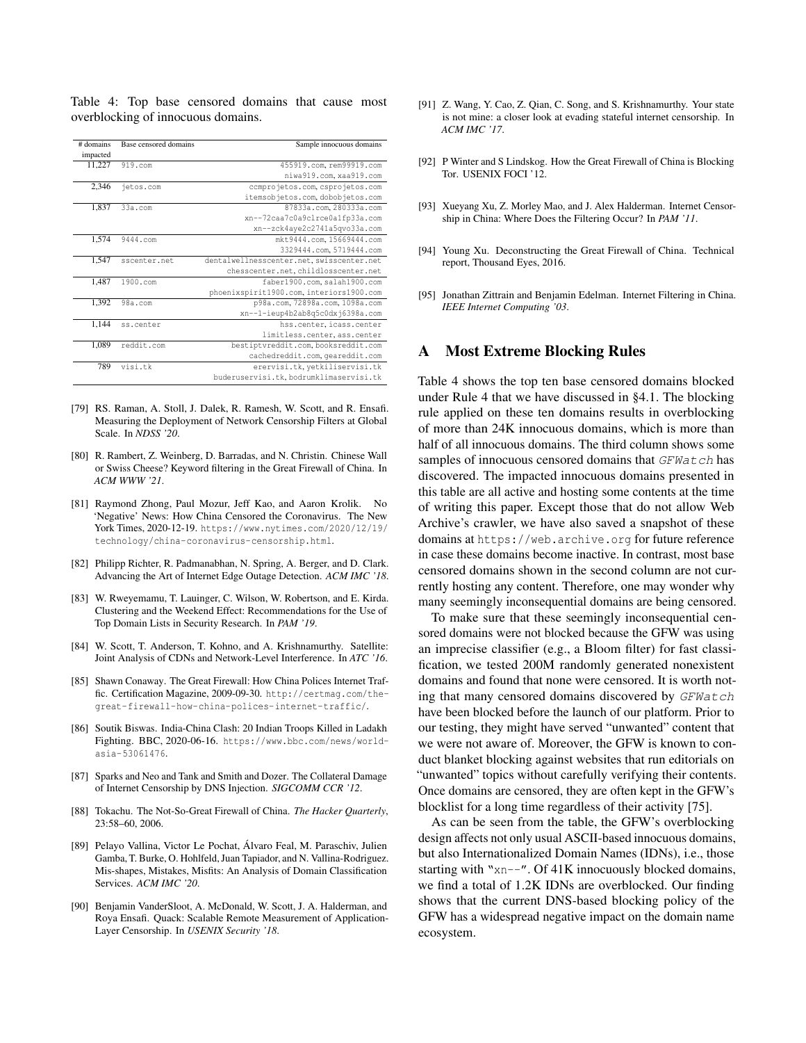Table 4: Top base censored domains that cause most overblocking of innocuous domains.

| # domains impacted | Base censored domains | Sample innocuous domains |
|---|---|---|
| 11,227 | 919.com | 455919.com, rem99919.com niwa919.com, xaa919.com |
| 2,346 | jetos.com | ccmprojetos.com, csprojetos.com itemsobjetos.com, dobobjetos.com |
| 1,837 | 33a.com | 87833a.com, 280333a.com xn--72caa7c0a9c1rce0a1fp33a.com xn--zck4aye2c2741a5qvo33a.com |
| 1,574 | 9444.com | mkt9444.com, 15669444.com 3329444.com, 5719444.com |
| 1,547 | sscenter.net | dentalwellnesscenter.net, swisscenter.net chesscenter.net, childlosscenter.net |
| 1,487 | 1900.com | faber1900.com, salah1900.com phoenixspirit1900.com, interiors1900.com |
| 1,392 | 98a.com | p98a.com, 72898a.com, 1098a.com xn--1-ieup4b2ab8q5c0dxj6398a.com |
| 1,144 | ss.center | hss.center, icass.center limitless.center, ass.center |
| 1,089 | reddit.com | bestiptvreddit.com, booksreddit.com cachedreddit.com, geareddit.com |
| 789 | visi.tk | erervisi.tk, yetkiliservisi.tk buderuservisi.tk, bodrumklimaservisi.tk |

[79] RS. Raman, A. Stoll, J. Dalek, R. Ramesh, W. Scott, and R. Ensafi. Measuring the Deployment of Network Censorship Filters at Global Scale. In *NDSS '20*.

[80] R. Rambert, Z. Weinberg, D. Barradas, and N. Christin. Chinese Wall or Swiss Cheese? Keyword filtering in the Great Firewall of China. In *ACM WWW '21*.

[81] Raymond Zhong, Paul Mozur, Jeff Kao, and Aaron Krolik. No 'Negative' News: How China Censored the Coronavirus. The New York Times, 2020-12-19. https://www.nytimes.com/2020/12/19/technology/china-coronavirus-censorship.html.

[82] Philipp Richter, R. Padmanabhan, N. Spring, A. Berger, and D. Clark. Advancing the Art of Internet Edge Outage Detection. *ACM IMC '18*.

[83] W. Rweyemamu, T. Lauinger, C. Wilson, W. Robertson, and E. Kirda. Clustering and the Weekend Effect: Recommendations for the Use of Top Domain Lists in Security Research. In *PAM '19*.

[84] W. Scott, T. Anderson, T. Kohno, and A. Krishnamurthy. Satellite: Joint Analysis of CDNs and Network-Level Interference. In *ATC '16*.

[85] Shawn Conaway. The Great Firewall: How China Polices Internet Traffic. Certification Magazine, 2009-09-30. http://certmag.com/the-great-firewall-how-china-polices-internet-traffic/.

[86] Soutik Biswas. India-China Clash: 20 Indian Troops Killed in Ladakh Fighting. BBC, 2020-06-16. https://www.bbc.com/news/world-asia-53061476.

[87] Sparks and Neo and Tank and Smith and Dozer. The Collateral Damage of Internet Censorship by DNS Injection. *SIGCOMM CCR '12*.

[88] Tokachu. The Not-So-Great Firewall of China. *The Hacker Quarterly*, 23:58–60, 2006.

[89] Pelayo Vallina, Victor Le Pochat, Álvaro Feal, M. Paraschiv, Julien Gamba, T. Burke, O. Hohlfeld, Juan Tapiador, and N. Vallina-Rodriguez. Mis-shapes, Mistakes, Misfits: An Analysis of Domain Classification Services. *ACM IMC '20*.

[90] Benjamin VanderSloot, A. McDonald, W. Scott, J. A. Halderman, and Roya Ensafi. Quack: Scalable Remote Measurement of Application-Layer Censorship. In *USENIX Security '18*.

[91] Z. Wang, Y. Cao, Z. Qian, C. Song, and S. Krishnamurthy. Your state is not mine: a closer look at evading stateful internet censorship. In *ACM IMC '17*.

[92] P Winter and S Lindskog. How the Great Firewall of China is Blocking Tor. USENIX FOCI '12.

[93] Xueyang Xu, Z. Morley Mao, and J. Alex Halderman. Internet Censorship in China: Where Does the Filtering Occur? In *PAM '11*.

[94] Young Xu. Deconstructing the Great Firewall of China. Technical report, Thousand Eyes, 2016.

[95] Jonathan Zittrain and Benjamin Edelman. Internet Filtering in China. *IEEE Internet Computing '03*.

## A Most Extreme Blocking Rules

Table 4 shows the top ten base censored domains blocked under Rule 4 that we have discussed in §4.1. The blocking rule applied on these ten domains results in overblocking of more than 24K innocuous domains, which is more than half of all innocuous domains. The third column shows some samples of innocuous censored domains that *GFWatch* has discovered. The impacted innocuous domains presented in this table are all active and hosting some contents at the time of writing this paper. Except those that do not allow Web Archive's crawler, we have also saved a snapshot of these domains at https://web.archive.org for future reference in case these domains become inactive. In contrast, most base censored domains shown in the second column are not currently hosting any content. Therefore, one may wonder why many seemingly inconsequential domains are being censored.

To make sure that these seemingly inconsequential censored domains were not blocked because the GFW was using an imprecise classifier (e.g., a Bloom filter) for fast classification, we tested 200M randomly generated nonexistent domains and found that none were censored. It is worth noting that many censored domains discovered by *GFWatch* have been blocked before the launch of our platform. Prior to our testing, they might have served "unwanted" content that we were not aware of. Moreover, the GFW is known to conduct blanket blocking against websites that run editorials on "unwanted" topics without carefully verifying their contents. Once domains are censored, they are often kept in the GFW's blocklist for a long time regardless of their activity [75].

As can be seen from the table, the GFW's overblocking design affects not only usual ASCII-based innocuous domains, but also Internationalized Domain Names (IDNs), i.e., those starting with "xn--". Of 41K innocuously blocked domains, we find a total of 1.2K IDNs are overblocked. Our finding shows that the current DNS-based blocking policy of the GFW has a widespread negative impact on the domain name ecosystem.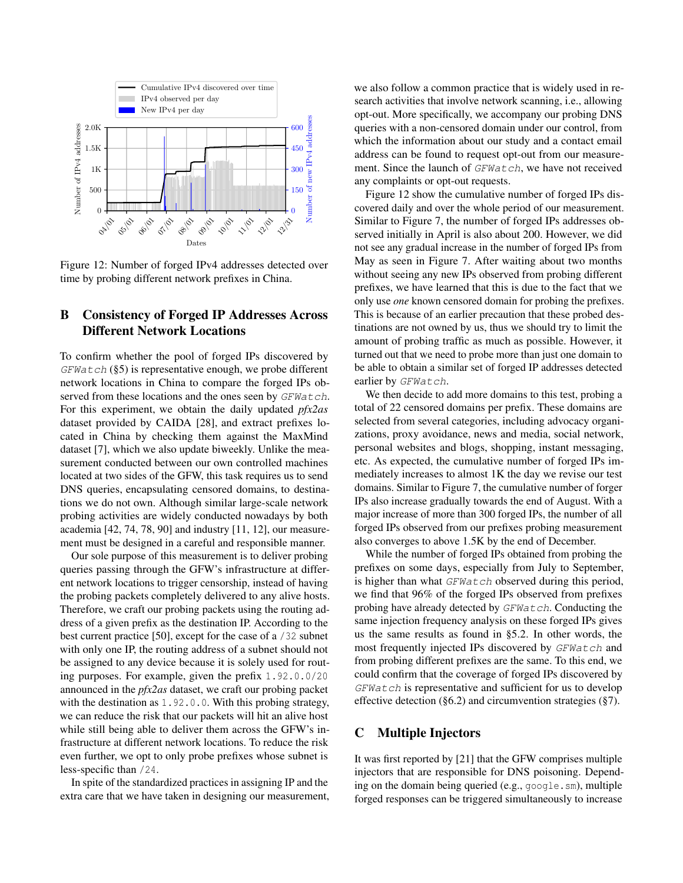Figure 12: Number of forged IPv4 addresses detected over time by probing different network prefixes in China.

## B Consistency of Forged IP Addresses Across Different Network Locations

To confirm whether the pool of forged IPs discovered by `GFWatch` (§5) is representative enough, we probe different network locations in China to compare the forged IPs observed from these locations and the ones seen by `GFWatch`. For this experiment, we obtain the daily updated *pfx2as* dataset provided by CAIDA [28], and extract prefixes located in China by checking them against the MaxMind dataset [7], which we also update biweekly. Unlike the measurement conducted between our own controlled machines located at two sides of the GFW, this task requires us to send DNS queries, encapsulating censored domains, to destinations we do not own. Although similar large-scale network probing activities are widely conducted nowadays by both academia [42, 74, 78, 90] and industry [11, 12], our measurement must be designed in a careful and responsible manner.

Our sole purpose of this measurement is to deliver probing queries passing through the GFW's infrastructure at different network locations to trigger censorship, instead of having the probing packets completely delivered to any alive hosts. Therefore, we craft our probing packets using the routing address of a given prefix as the destination IP. According to the best current practice [50], except for the case of a /32 subnet with only one IP, the routing address of a subnet should not be assigned to any device because it is solely used for routing purposes. For example, given the prefix 1.92.0.0/20 announced in the *pfx2as* dataset, we craft our probing packet with the destination as 1.92.0.0. With this probing strategy, we can reduce the risk that our packets will hit an alive host while still being able to deliver them across the GFW's infrastructure at different network locations. To reduce the risk even further, we opt to only probe prefixes whose subnet is less-specific than /24.

In spite of the standardized practices in assigning IP and the extra care that we have taken in designing our measurement, we also follow a common practice that is widely used in research activities that involve network scanning, i.e., allowing opt-out. More specifically, we accompany our probing DNS queries with a non-censored domain under our control, from which the information about our study and a contact email address can be found to request opt-out from our measurement. Since the launch of `GFWatch`, we have not received any complaints or opt-out requests.

Figure 12 show the cumulative number of forged IPs discovered daily and over the whole period of our measurement. Similar to Figure 7, the number of forged IPs addresses observed initially in April is also about 200. However, we did not see any gradual increase in the number of forged IPs from May as seen in Figure 7. After waiting about two months without seeing any new IPs observed from probing different prefixes, we have learned that this is due to the fact that we only use *one* known censored domain for probing the prefixes. This is because of an earlier precaution that these probed destinations are not owned by us, thus we should try to limit the amount of probing traffic as much as possible. However, it turned out that we need to probe more than just one domain to be able to obtain a similar set of forged IP addresses detected earlier by `GFWatch`.

We then decide to add more domains to this test, probing a total of 22 censored domains per prefix. These domains are selected from several categories, including advocacy organizations, proxy avoidance, news and media, social network, personal websites and blogs, shopping, instant messaging, etc. As expected, the cumulative number of forged IPs immediately increases to almost 1K the day we revise our test domains. Similar to Figure 7, the cumulative number of forger IPs also increase gradually towards the end of August. With a major increase of more than 300 forged IPs, the number of all forged IPs observed from our prefixes probing measurement also converges to above 1.5K by the end of December.

While the number of forged IPs obtained from probing the prefixes on some days, especially from July to September, is higher than what `GFWatch` observed during this period, we find that 96% of the forged IPs observed from prefixes probing have already detected by `GFWatch`. Conducting the same injection frequency analysis on these forged IPs gives us the same results as found in §5.2. In other words, the most frequently injected IPs discovered by `GFWatch` and from probing different prefixes are the same. To this end, we could confirm that the coverage of forged IPs discovered by `GFWatch` is representative and sufficient for us to develop effective detection (§6.2) and circumvention strategies (§7).

## C Multiple Injectors

It was first reported by [21] that the GFW comprises multiple injectors that are responsible for DNS poisoning. Depending on the domain being queried (e.g., google.sm), multiple forged responses can be triggered simultaneously to increase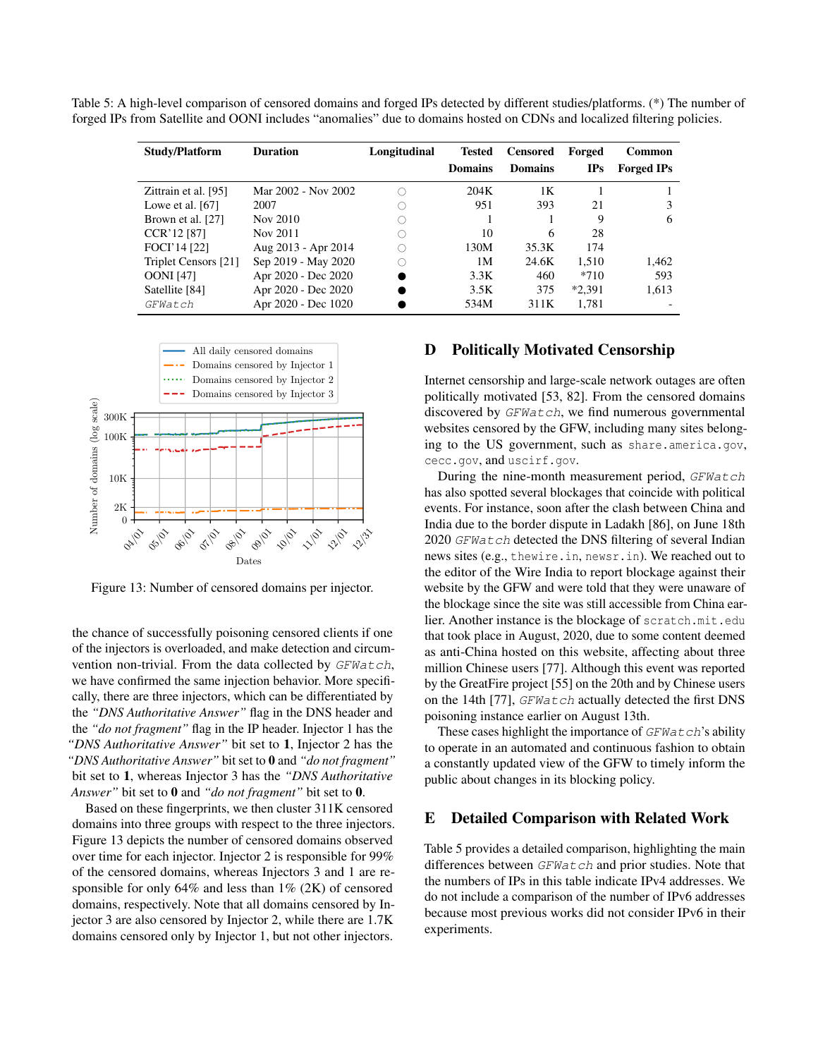Table 5: A high-level comparison of censored domains and forged IPs detected by different studies/platforms. (*) The number of forged IPs from Satellite and OONI includes "anomalies" due to domains hosted on CDNs and localized filtering policies.

| Study/Platform | Duration | Longitudinal | Tested Domains | Censored Domains | Forged IPs | Common Forged IPs |
|---|---|---|---|---|---|---|
| Zittrain et al. [95] | Mar 2002 - Nov 2002 | ○ | 204K | 1K | 1 | 1 |
| Lowe et al. [67] | 2007 | ○ | 951 | 393 | 21 | 3 |
| Brown et al. [27] | Nov 2010 | ○ | 1 | 1 | 9 | 6 |
| CCR'12 [87] | Nov 2011 | ○ | 10 | 6 | 28 | |
| FOCI'14 [22] | Aug 2013 - Apr 2014 | ○ | 130M | 35.3K | 174 | |
| Triplet Censors [21] | Sep 2019 - May 2020 | ○ | 1M | 24.6K | 1,510 | 1,462 |
| OONI [47] | Apr 2020 - Dec 2020 | ● | 3.3K | 460 | *710 | 593 |
| Satellite [84] | Apr 2020 - Dec 2020 | ● | 3.5K | 375 | *2,391 | 1,613 |
| GFWatch | Apr 2020 - Dec 1020 | ● | 534M | 311K | 1,781 | - |

All daily censored domains
Domains censored by Injector 1
Domains censored by Injector 2
Domains censored by Injector 3

Number of domains (log scale)
300K
100K
10K
2K
0

04/01 05/01 06/01 07/01 08/01 09/01 10/01 11/01 12/01 12/31
Dates

Figure 13: Number of censored domains per injector.

the chance of successfully poisoning censored clients if one of the injectors is overloaded, and make detection and circumvention non-trivial. From the data collected by GFWatch, we have confirmed the same injection behavior. More specifically, there are three injectors, which can be differentiated by the *"DNS Authoritative Answer"* flag in the DNS header and the *"do not fragment"* flag in the IP header. Injector 1 has the *"DNS Authoritative Answer"* bit set to **1**, Injector 2 has the *"DNS Authoritative Answer"* bit set to **0** and *"do not fragment"* bit set to **1**, whereas Injector 3 has the *"DNS Authoritative Answer"* bit set to **0** and *"do not fragment"* bit set to **0**.

Based on these fingerprints, we then cluster 311K censored domains into three groups with respect to the three injectors. Figure 13 depicts the number of censored domains observed over time for each injector. Injector 2 is responsible for 99% of the censored domains, whereas Injectors 3 and 1 are responsible for only 64% and less than 1% (2K) of censored domains, respectively. Note that all domains censored by Injector 3 are also censored by Injector 2, while there are 1.7K domains censored only by Injector 1, but not other injectors.

## D Politically Motivated Censorship

Internet censorship and large-scale network outages are often politically motivated [53, 82]. From the censored domains discovered by GFWatch, we find numerous governmental websites censored by the GFW, including many sites belonging to the US government, such as `share.america.gov`, `cecc.gov`, and `uscirf.gov`.

During the nine-month measurement period, GFWatch has also spotted several blockages that coincide with political events. For instance, soon after the clash between China and India due to the border dispute in Ladakh [86], on June 18th 2020 GFWatch detected the DNS filtering of several Indian news sites (e.g., `thewire.in`, `newsr.in`). We reached out to the editor of the Wire India to report blockage against their website by the GFW and were told that they were unaware of the blockage since the site was still accessible from China earlier. Another instance is the blockage of `scratch.mit.edu` that took place in August, 2020, due to some content deemed as anti-China hosted on this website, affecting about three million Chinese users [77]. Although this event was reported by the GreatFire project [55] on the 20th and by Chinese users on the 14th [77], GFWatch actually detected the first DNS poisoning instance earlier on August 13th.

These cases highlight the importance of GFWatch's ability to operate in an automated and continuous fashion to obtain a constantly updated view of the GFW to timely inform the public about changes in its blocking policy.

## E Detailed Comparison with Related Work

Table 5 provides a detailed comparison, highlighting the main differences between GFWatch and prior studies. Note that the numbers of IPs in this table indicate IPv4 addresses. We do not include a comparison of the number of IPv6 addresses because most previous works did not consider IPv6 in their experiments.